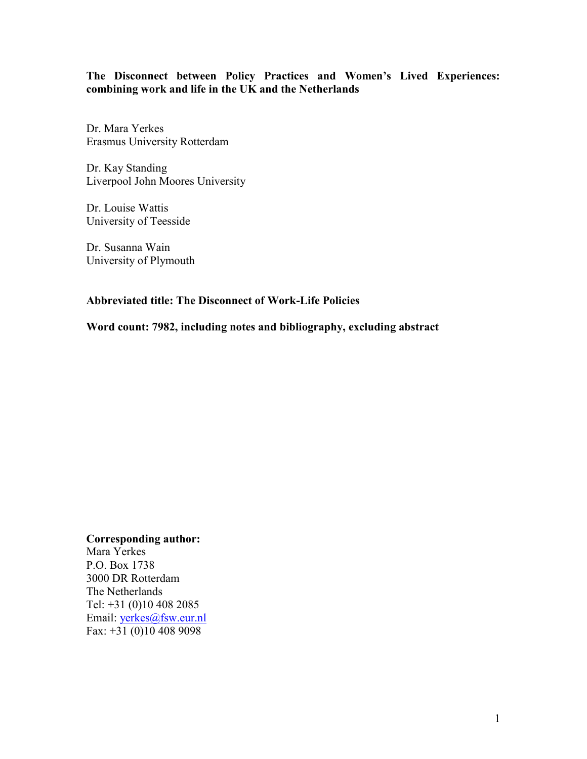**The Disconnect between Policy Practices and Women's Lived Experiences: combining work and life in the UK and the Netherlands**

Dr. Mara Yerkes
Erasmus University Rotterdam

Dr. Kay Standing
Liverpool John Moores University

Dr. Louise Wattis
University of Teesside

Dr. Susanna Wain
University of Plymouth

**Abbreviated title: The Disconnect of Work-Life Policies**

**Word count: 7982, including notes and bibliography, excluding abstract**

**Corresponding author:**
Mara Yerkes
P.O. Box 1738
3000 DR Rotterdam
The Netherlands
Tel: +31 (0)10 408 2085
Email: yerkes@fsw.eur.nl
Fax: +31 (0)10 408 9098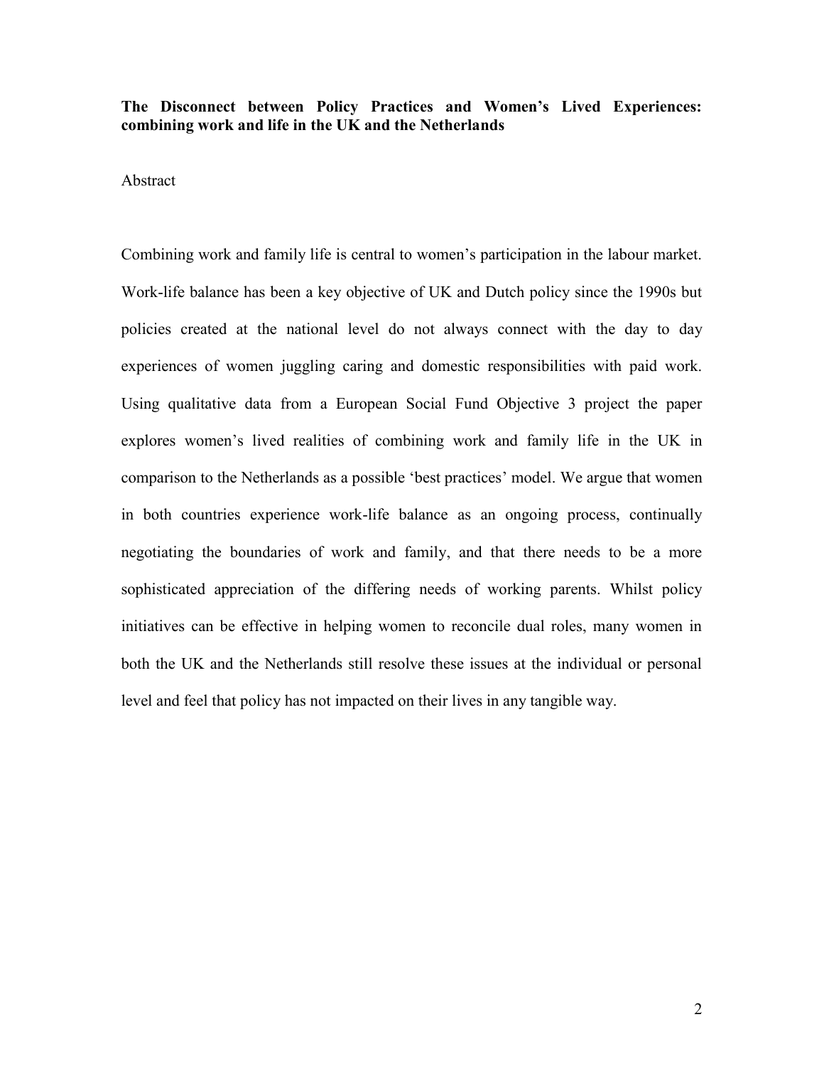**The Disconnect between Policy Practices and Women's Lived Experiences: combining work and life in the UK and the Netherlands**

Abstract

Combining work and family life is central to women's participation in the labour market. Work-life balance has been a key objective of UK and Dutch policy since the 1990s but policies created at the national level do not always connect with the day to day experiences of women juggling caring and domestic responsibilities with paid work. Using qualitative data from a European Social Fund Objective 3 project the paper explores women's lived realities of combining work and family life in the UK in comparison to the Netherlands as a possible 'best practices' model. We argue that women in both countries experience work-life balance as an ongoing process, continually negotiating the boundaries of work and family, and that there needs to be a more sophisticated appreciation of the differing needs of working parents. Whilst policy initiatives can be effective in helping women to reconcile dual roles, many women in both the UK and the Netherlands still resolve these issues at the individual or personal level and feel that policy has not impacted on their lives in any tangible way.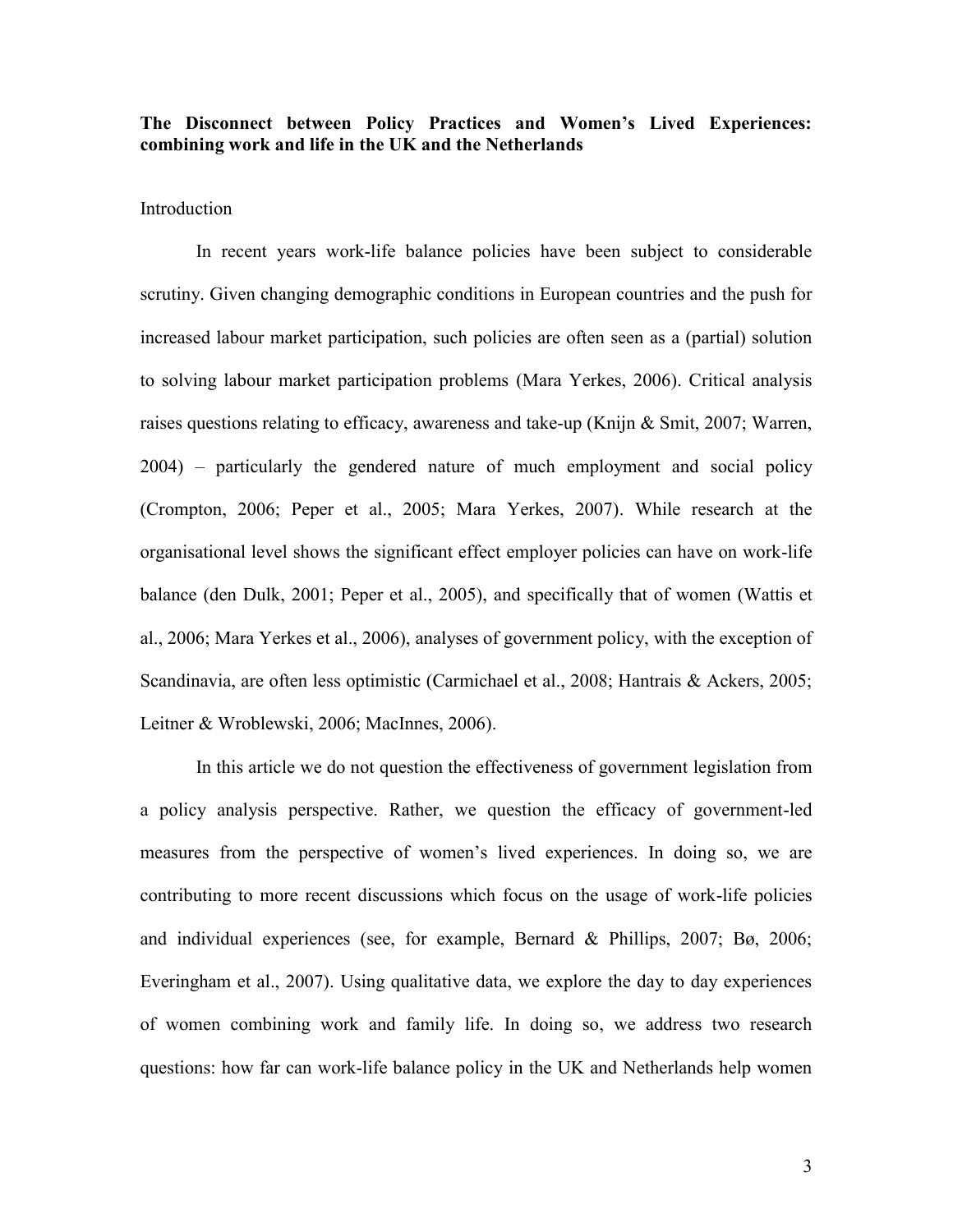**The Disconnect between Policy Practices and Women's Lived Experiences: combining work and life in the UK and the Netherlands**

## Introduction

In recent years work-life balance policies have been subject to considerable scrutiny. Given changing demographic conditions in European countries and the push for increased labour market participation, such policies are often seen as a (partial) solution to solving labour market participation problems (Mara Yerkes, 2006). Critical analysis raises questions relating to efficacy, awareness and take-up (Knijn & Smit, 2007; Warren, 2004) – particularly the gendered nature of much employment and social policy (Crompton, 2006; Peper et al., 2005; Mara Yerkes, 2007). While research at the organisational level shows the significant effect employer policies can have on work-life balance (den Dulk, 2001; Peper et al., 2005), and specifically that of women (Wattis et al., 2006; Mara Yerkes et al., 2006), analyses of government policy, with the exception of Scandinavia, are often less optimistic (Carmichael et al., 2008; Hantrais & Ackers, 2005; Leitner & Wroblewski, 2006; MacInnes, 2006).

In this article we do not question the effectiveness of government legislation from a policy analysis perspective. Rather, we question the efficacy of government-led measures from the perspective of women's lived experiences. In doing so, we are contributing to more recent discussions which focus on the usage of work-life policies and individual experiences (see, for example, Bernard & Phillips, 2007; Bø, 2006; Everingham et al., 2007). Using qualitative data, we explore the day to day experiences of women combining work and family life. In doing so, we address two research questions: how far can work-life balance policy in the UK and Netherlands help women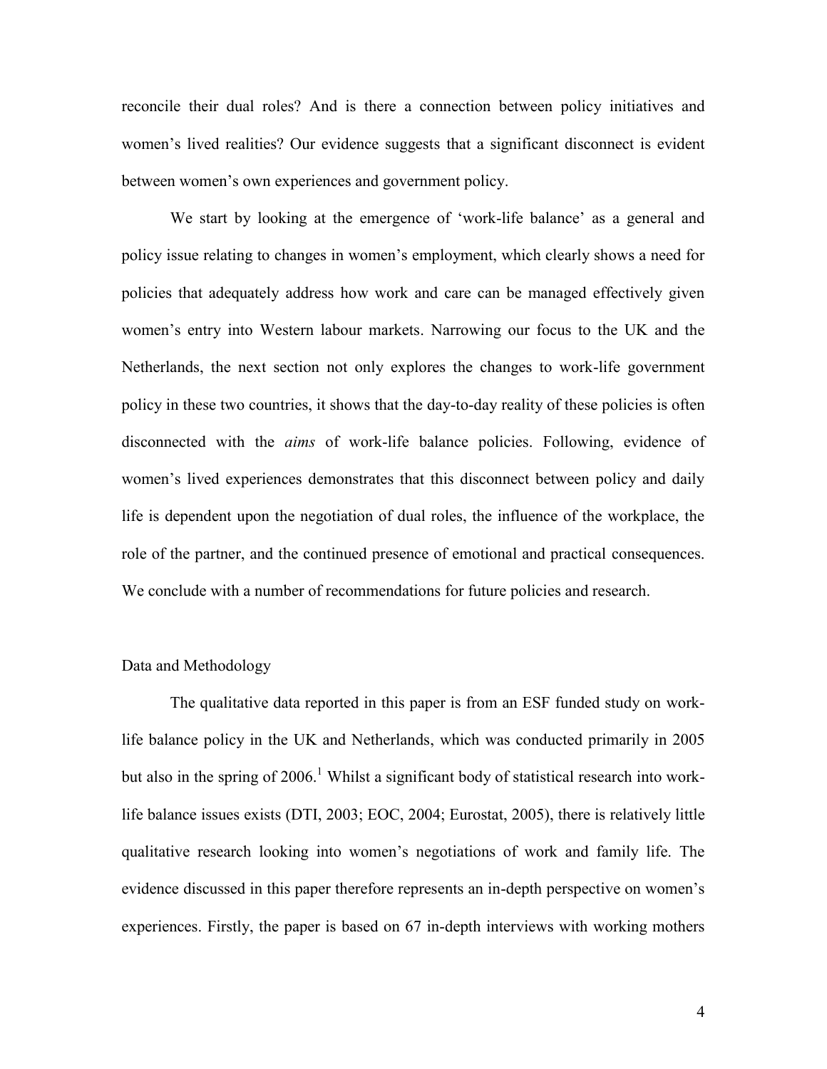reconcile their dual roles? And is there a connection between policy initiatives and women's lived realities? Our evidence suggests that a significant disconnect is evident between women's own experiences and government policy.

We start by looking at the emergence of 'work-life balance' as a general and policy issue relating to changes in women's employment, which clearly shows a need for policies that adequately address how work and care can be managed effectively given women's entry into Western labour markets. Narrowing our focus to the UK and the Netherlands, the next section not only explores the changes to work-life government policy in these two countries, it shows that the day-to-day reality of these policies is often disconnected with the *aims* of work-life balance policies. Following, evidence of women's lived experiences demonstrates that this disconnect between policy and daily life is dependent upon the negotiation of dual roles, the influence of the workplace, the role of the partner, and the continued presence of emotional and practical consequences. We conclude with a number of recommendations for future policies and research.

## Data and Methodology

The qualitative data reported in this paper is from an ESF funded study on work-life balance policy in the UK and Netherlands, which was conducted primarily in 2005 but also in the spring of 2006.[1] Whilst a significant body of statistical research into work-life balance issues exists (DTI, 2003; EOC, 2004; Eurostat, 2005), there is relatively little qualitative research looking into women's negotiations of work and family life. The evidence discussed in this paper therefore represents an in-depth perspective on women's experiences. Firstly, the paper is based on 67 in-depth interviews with working mothers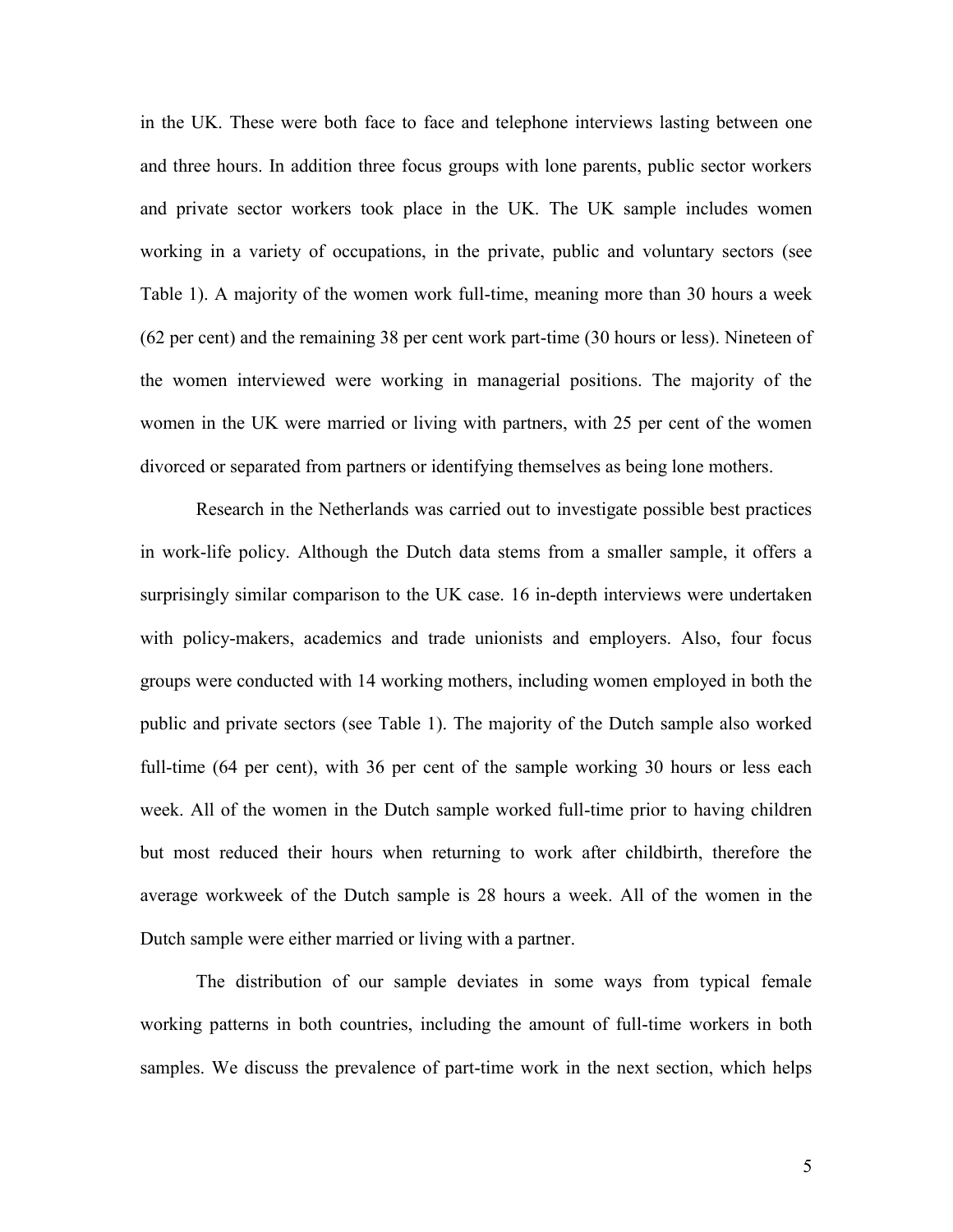in the UK. These were both face to face and telephone interviews lasting between one and three hours. In addition three focus groups with lone parents, public sector workers and private sector workers took place in the UK. The UK sample includes women working in a variety of occupations, in the private, public and voluntary sectors (see Table 1). A majority of the women work full-time, meaning more than 30 hours a week (62 per cent) and the remaining 38 per cent work part-time (30 hours or less). Nineteen of the women interviewed were working in managerial positions. The majority of the women in the UK were married or living with partners, with 25 per cent of the women divorced or separated from partners or identifying themselves as being lone mothers.

Research in the Netherlands was carried out to investigate possible best practices in work-life policy. Although the Dutch data stems from a smaller sample, it offers a surprisingly similar comparison to the UK case. 16 in-depth interviews were undertaken with policy-makers, academics and trade unionists and employers. Also, four focus groups were conducted with 14 working mothers, including women employed in both the public and private sectors (see Table 1). The majority of the Dutch sample also worked full-time (64 per cent), with 36 per cent of the sample working 30 hours or less each week. All of the women in the Dutch sample worked full-time prior to having children but most reduced their hours when returning to work after childbirth, therefore the average workweek of the Dutch sample is 28 hours a week. All of the women in the Dutch sample were either married or living with a partner.

The distribution of our sample deviates in some ways from typical female working patterns in both countries, including the amount of full-time workers in both samples. We discuss the prevalence of part-time work in the next section, which helps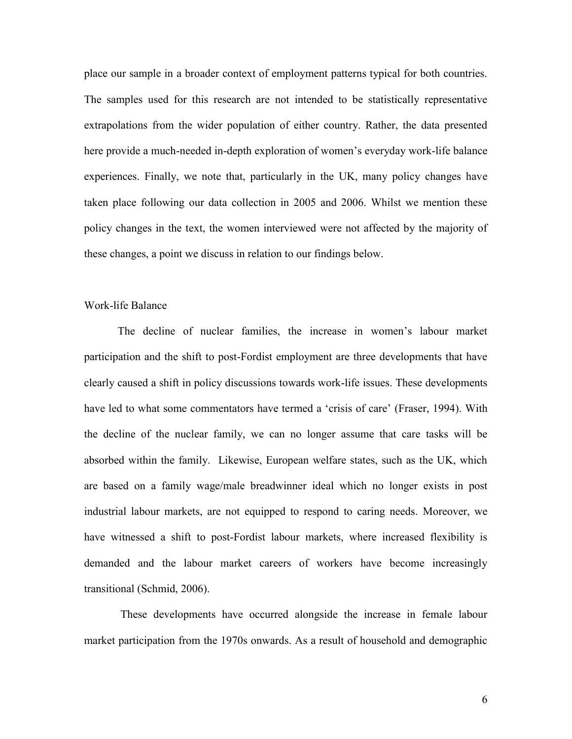place our sample in a broader context of employment patterns typical for both countries. The samples used for this research are not intended to be statistically representative extrapolations from the wider population of either country. Rather, the data presented here provide a much-needed in-depth exploration of women's everyday work-life balance experiences. Finally, we note that, particularly in the UK, many policy changes have taken place following our data collection in 2005 and 2006. Whilst we mention these policy changes in the text, the women interviewed were not affected by the majority of these changes, a point we discuss in relation to our findings below.

## Work-life Balance

The decline of nuclear families, the increase in women's labour market participation and the shift to post-Fordist employment are three developments that have clearly caused a shift in policy discussions towards work-life issues. These developments have led to what some commentators have termed a 'crisis of care' (Fraser, 1994). With the decline of the nuclear family, we can no longer assume that care tasks will be absorbed within the family. Likewise, European welfare states, such as the UK, which are based on a family wage/male breadwinner ideal which no longer exists in post industrial labour markets, are not equipped to respond to caring needs. Moreover, we have witnessed a shift to post-Fordist labour markets, where increased flexibility is demanded and the labour market careers of workers have become increasingly transitional (Schmid, 2006).

These developments have occurred alongside the increase in female labour market participation from the 1970s onwards. As a result of household and demographic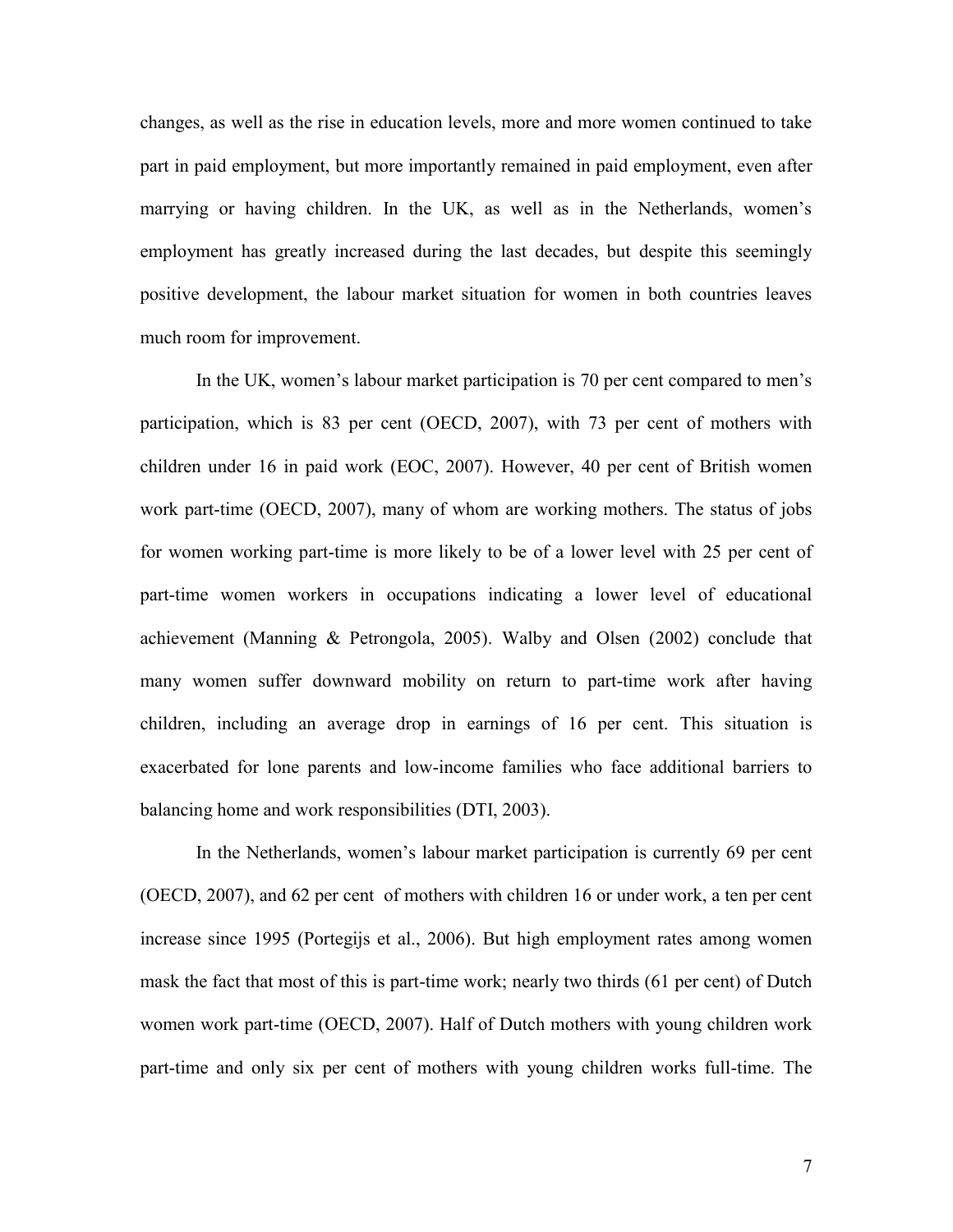changes, as well as the rise in education levels, more and more women continued to take part in paid employment, but more importantly remained in paid employment, even after marrying or having children. In the UK, as well as in the Netherlands, women's employment has greatly increased during the last decades, but despite this seemingly positive development, the labour market situation for women in both countries leaves much room for improvement.

In the UK, women's labour market participation is 70 per cent compared to men's participation, which is 83 per cent (OECD, 2007), with 73 per cent of mothers with children under 16 in paid work (EOC, 2007). However, 40 per cent of British women work part-time (OECD, 2007), many of whom are working mothers. The status of jobs for women working part-time is more likely to be of a lower level with 25 per cent of part-time women workers in occupations indicating a lower level of educational achievement (Manning & Petrongola, 2005). Walby and Olsen (2002) conclude that many women suffer downward mobility on return to part-time work after having children, including an average drop in earnings of 16 per cent. This situation is exacerbated for lone parents and low-income families who face additional barriers to balancing home and work responsibilities (DTI, 2003).

In the Netherlands, women's labour market participation is currently 69 per cent (OECD, 2007), and 62 per cent of mothers with children 16 or under work, a ten per cent increase since 1995 (Portegijs et al., 2006). But high employment rates among women mask the fact that most of this is part-time work; nearly two thirds (61 per cent) of Dutch women work part-time (OECD, 2007). Half of Dutch mothers with young children work part-time and only six per cent of mothers with young children works full-time. The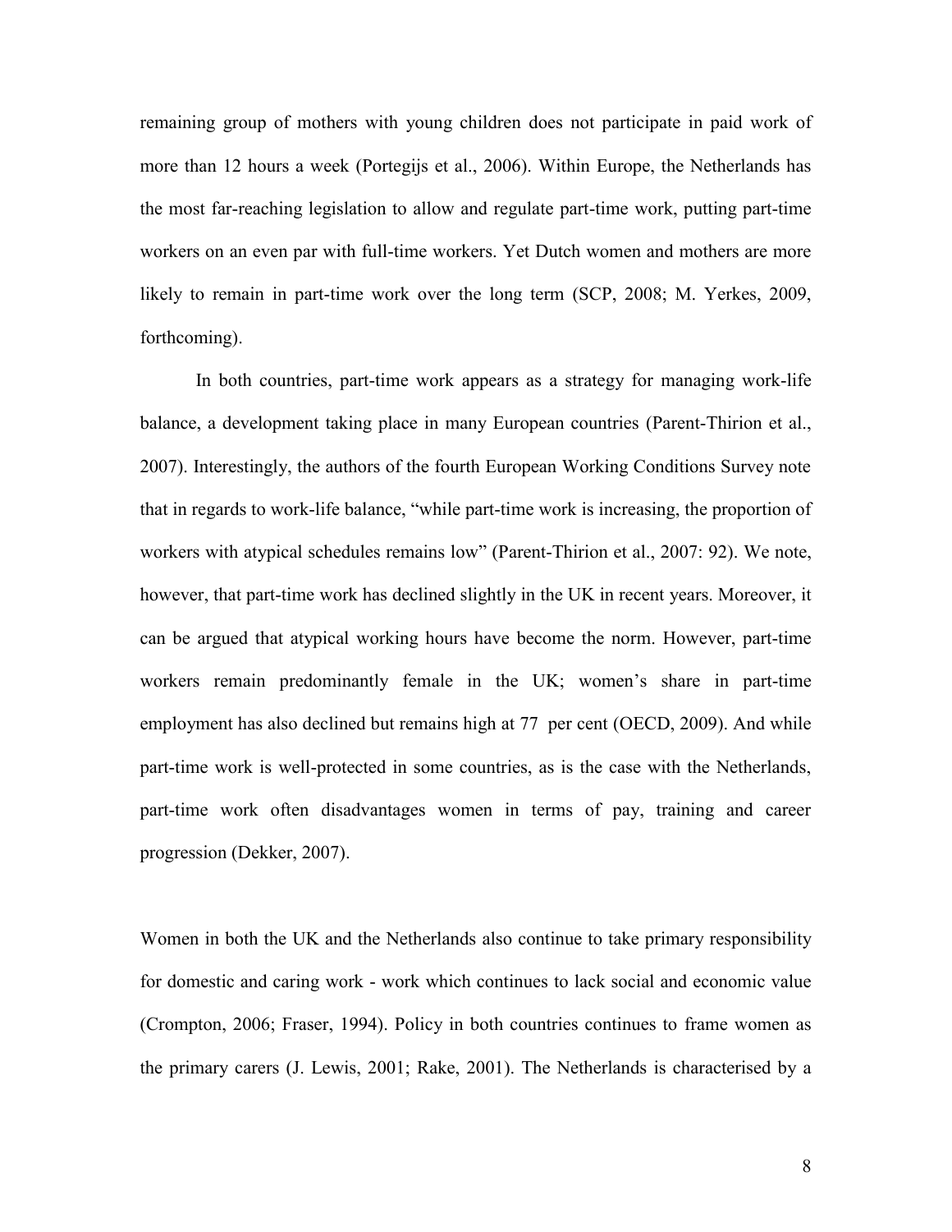remaining group of mothers with young children does not participate in paid work of more than 12 hours a week (Portegijs et al., 2006). Within Europe, the Netherlands has the most far-reaching legislation to allow and regulate part-time work, putting part-time workers on an even par with full-time workers. Yet Dutch women and mothers are more likely to remain in part-time work over the long term (SCP, 2008; M. Yerkes, 2009, forthcoming).

In both countries, part-time work appears as a strategy for managing work-life balance, a development taking place in many European countries (Parent-Thirion et al., 2007). Interestingly, the authors of the fourth European Working Conditions Survey note that in regards to work-life balance, "while part-time work is increasing, the proportion of workers with atypical schedules remains low" (Parent-Thirion et al., 2007: 92). We note, however, that part-time work has declined slightly in the UK in recent years. Moreover, it can be argued that atypical working hours have become the norm. However, part-time workers remain predominantly female in the UK; women's share in part-time employment has also declined but remains high at 77 per cent (OECD, 2009). And while part-time work is well-protected in some countries, as is the case with the Netherlands, part-time work often disadvantages women in terms of pay, training and career progression (Dekker, 2007).

Women in both the UK and the Netherlands also continue to take primary responsibility for domestic and caring work - work which continues to lack social and economic value (Crompton, 2006; Fraser, 1994). Policy in both countries continues to frame women as the primary carers (J. Lewis, 2001; Rake, 2001). The Netherlands is characterised by a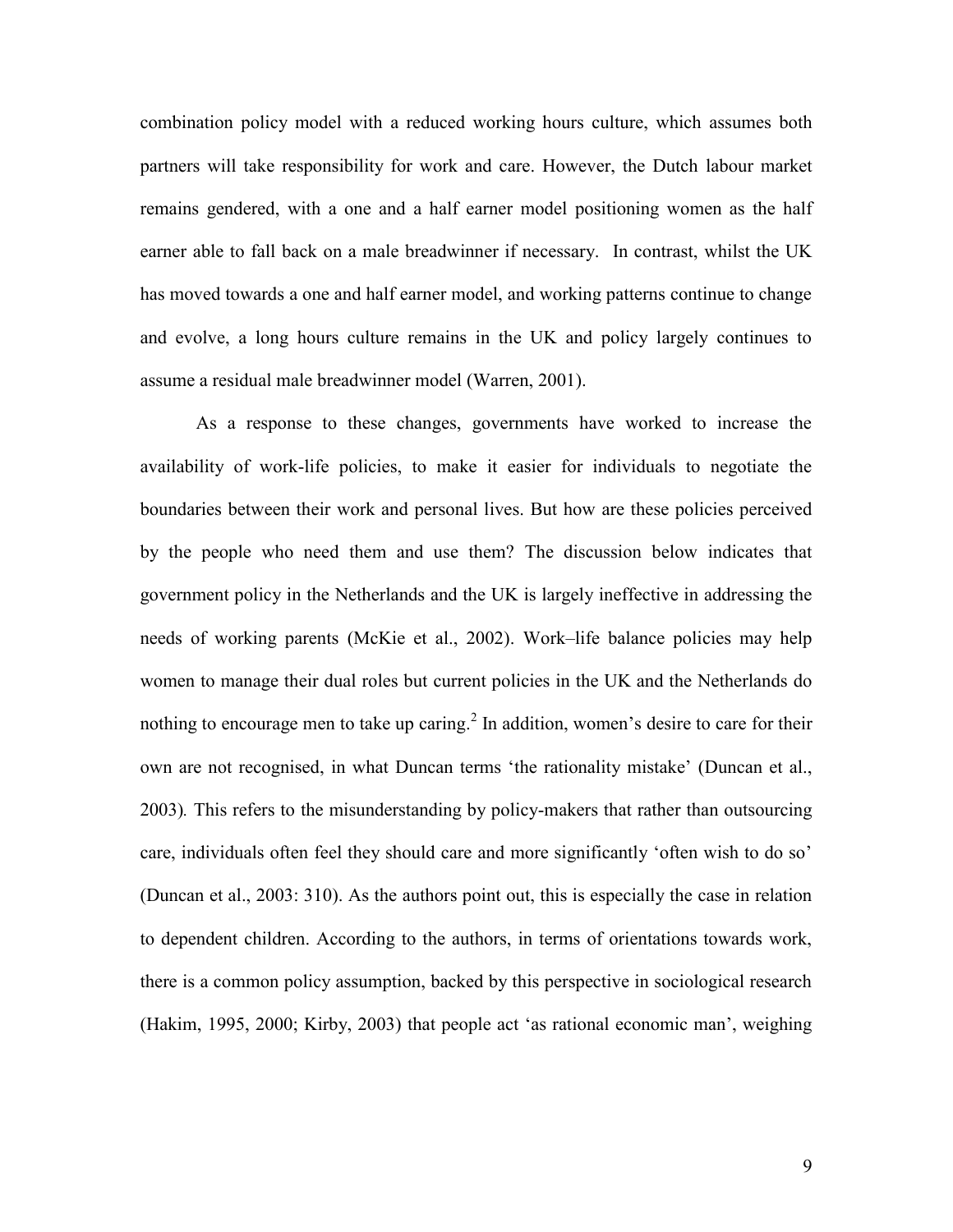combination policy model with a reduced working hours culture, which assumes both partners will take responsibility for work and care. However, the Dutch labour market remains gendered, with a one and a half earner model positioning women as the half earner able to fall back on a male breadwinner if necessary. In contrast, whilst the UK has moved towards a one and half earner model, and working patterns continue to change and evolve, a long hours culture remains in the UK and policy largely continues to assume a residual male breadwinner model (Warren, 2001).

As a response to these changes, governments have worked to increase the availability of work-life policies, to make it easier for individuals to negotiate the boundaries between their work and personal lives. But how are these policies perceived by the people who need them and use them? The discussion below indicates that government policy in the Netherlands and the UK is largely ineffective in addressing the needs of working parents (McKie et al., 2002). Work–life balance policies may help women to manage their dual roles but current policies in the UK and the Netherlands do nothing to encourage men to take up caring.[2] In addition, women's desire to care for their own are not recognised, in what Duncan terms 'the rationality mistake' (Duncan et al., 2003). This refers to the misunderstanding by policy-makers that rather than outsourcing care, individuals often feel they should care and more significantly 'often wish to do so' (Duncan et al., 2003: 310). As the authors point out, this is especially the case in relation to dependent children. According to the authors, in terms of orientations towards work, there is a common policy assumption, backed by this perspective in sociological research (Hakim, 1995, 2000; Kirby, 2003) that people act 'as rational economic man', weighing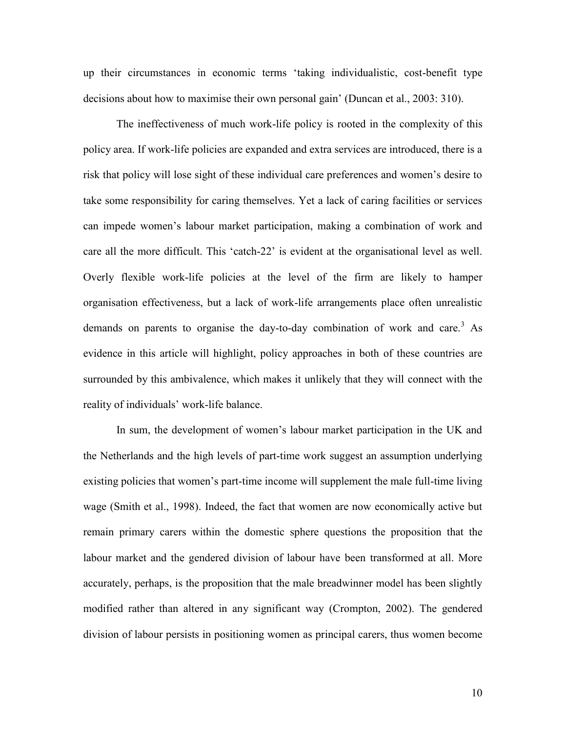up their circumstances in economic terms 'taking individualistic, cost-benefit type decisions about how to maximise their own personal gain' (Duncan et al., 2003: 310).

The ineffectiveness of much work-life policy is rooted in the complexity of this policy area. If work-life policies are expanded and extra services are introduced, there is a risk that policy will lose sight of these individual care preferences and women's desire to take some responsibility for caring themselves. Yet a lack of caring facilities or services can impede women's labour market participation, making a combination of work and care all the more difficult. This 'catch-22' is evident at the organisational level as well. Overly flexible work-life policies at the level of the firm are likely to hamper organisation effectiveness, but a lack of work-life arrangements place often unrealistic demands on parents to organise the day-to-day combination of work and care.[3] As evidence in this article will highlight, policy approaches in both of these countries are surrounded by this ambivalence, which makes it unlikely that they will connect with the reality of individuals' work-life balance.

In sum, the development of women's labour market participation in the UK and the Netherlands and the high levels of part-time work suggest an assumption underlying existing policies that women's part-time income will supplement the male full-time living wage (Smith et al., 1998). Indeed, the fact that women are now economically active but remain primary carers within the domestic sphere questions the proposition that the labour market and the gendered division of labour have been transformed at all. More accurately, perhaps, is the proposition that the male breadwinner model has been slightly modified rather than altered in any significant way (Crompton, 2002). The gendered division of labour persists in positioning women as principal carers, thus women become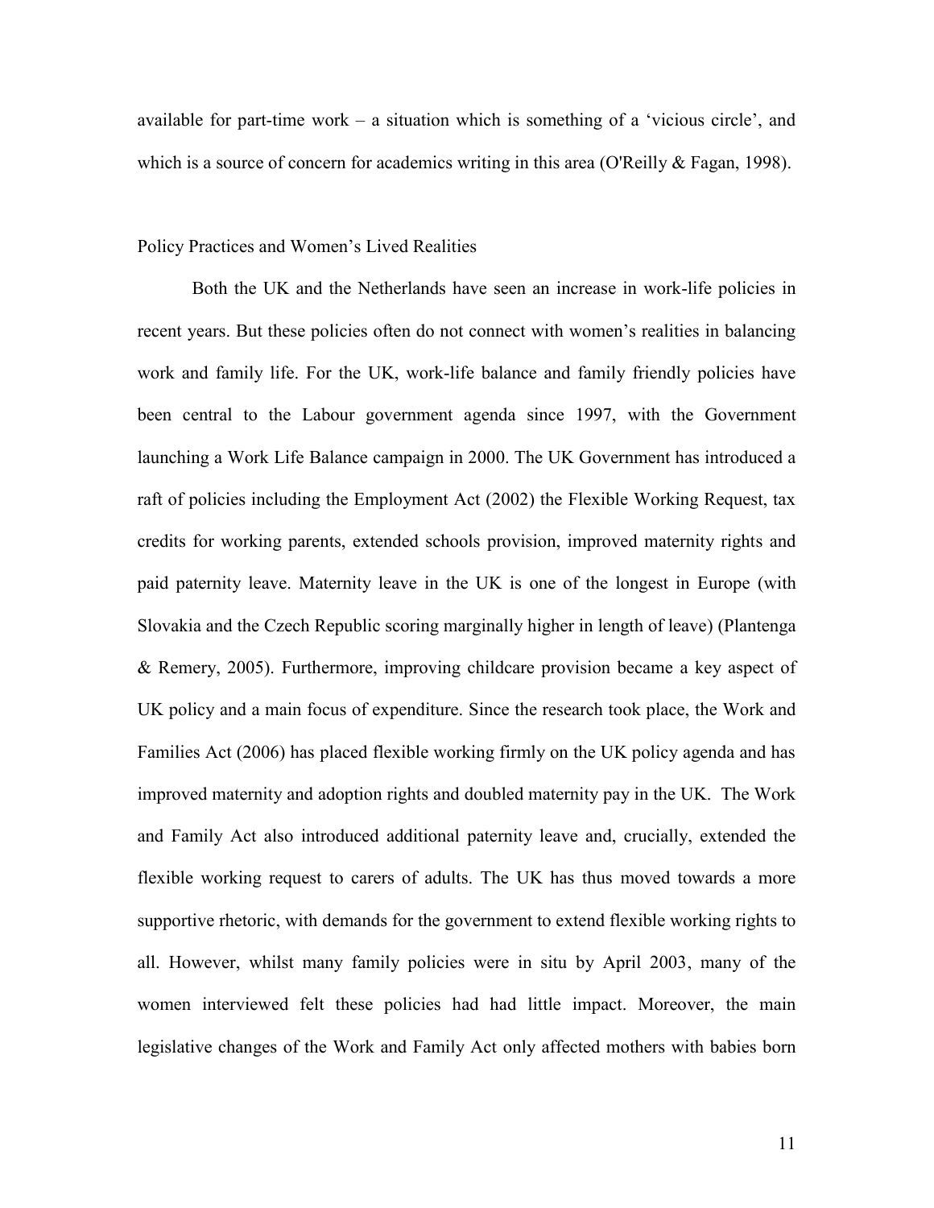available for part-time work – a situation which is something of a 'vicious circle', and which is a source of concern for academics writing in this area (O'Reilly & Fagan, 1998).

## Policy Practices and Women's Lived Realities

Both the UK and the Netherlands have seen an increase in work-life policies in recent years. But these policies often do not connect with women's realities in balancing work and family life. For the UK, work-life balance and family friendly policies have been central to the Labour government agenda since 1997, with the Government launching a Work Life Balance campaign in 2000. The UK Government has introduced a raft of policies including the Employment Act (2002) the Flexible Working Request, tax credits for working parents, extended schools provision, improved maternity rights and paid paternity leave. Maternity leave in the UK is one of the longest in Europe (with Slovakia and the Czech Republic scoring marginally higher in length of leave) (Plantenga & Remery, 2005). Furthermore, improving childcare provision became a key aspect of UK policy and a main focus of expenditure. Since the research took place, the Work and Families Act (2006) has placed flexible working firmly on the UK policy agenda and has improved maternity and adoption rights and doubled maternity pay in the UK. The Work and Family Act also introduced additional paternity leave and, crucially, extended the flexible working request to carers of adults. The UK has thus moved towards a more supportive rhetoric, with demands for the government to extend flexible working rights to all. However, whilst many family policies were in situ by April 2003, many of the women interviewed felt these policies had had little impact. Moreover, the main legislative changes of the Work and Family Act only affected mothers with babies born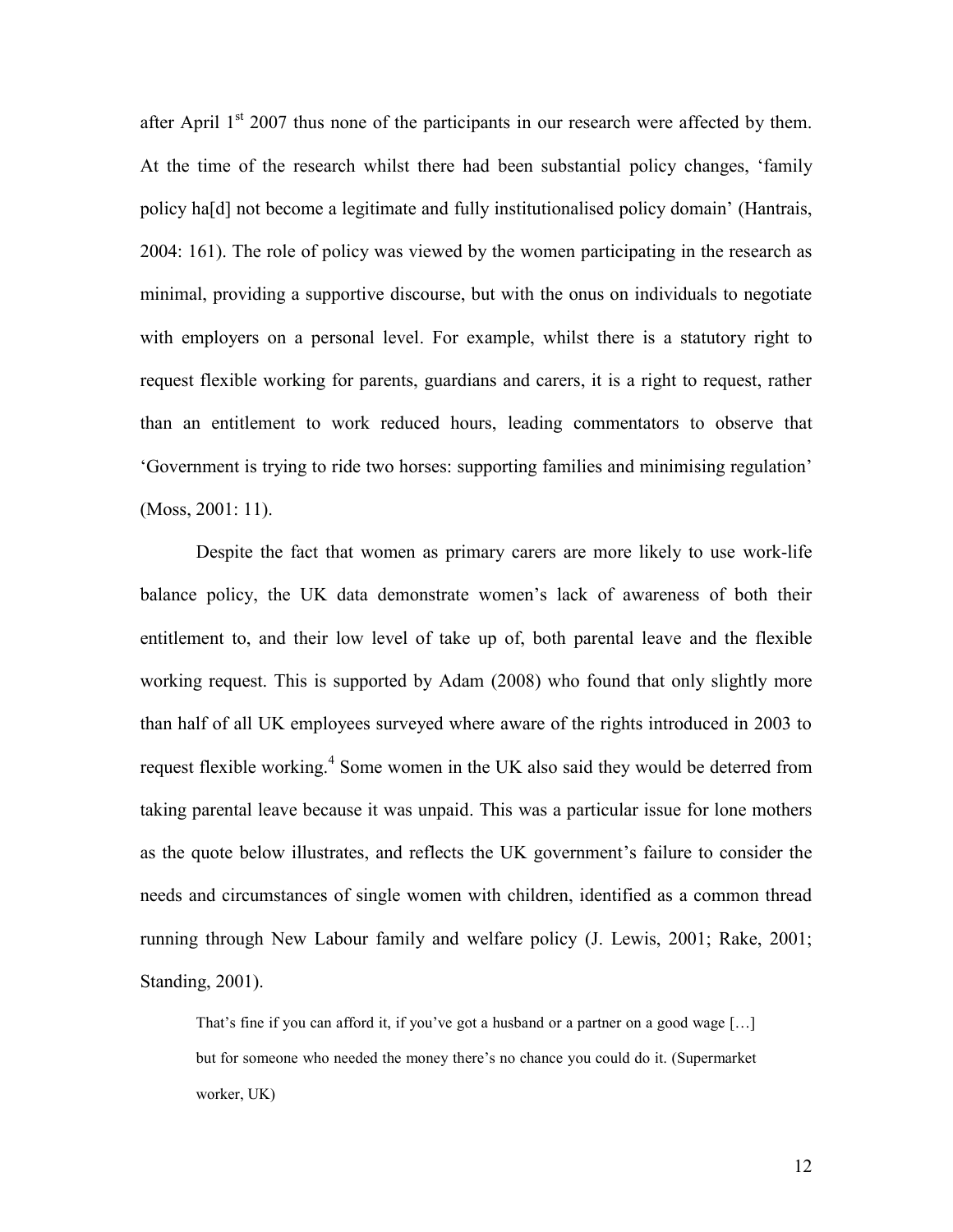after April 1st 2007 thus none of the participants in our research were affected by them. At the time of the research whilst there had been substantial policy changes, 'family policy ha[d] not become a legitimate and fully institutionalised policy domain' (Hantrais, 2004: 161). The role of policy was viewed by the women participating in the research as minimal, providing a supportive discourse, but with the onus on individuals to negotiate with employers on a personal level. For example, whilst there is a statutory right to request flexible working for parents, guardians and carers, it is a right to request, rather than an entitlement to work reduced hours, leading commentators to observe that 'Government is trying to ride two horses: supporting families and minimising regulation' (Moss, 2001: 11).

Despite the fact that women as primary carers are more likely to use work-life balance policy, the UK data demonstrate women's lack of awareness of both their entitlement to, and their low level of take up of, both parental leave and the flexible working request. This is supported by Adam (2008) who found that only slightly more than half of all UK employees surveyed where aware of the rights introduced in 2003 to request flexible working.[4] Some women in the UK also said they would be deterred from taking parental leave because it was unpaid. This was a particular issue for lone mothers as the quote below illustrates, and reflects the UK government's failure to consider the needs and circumstances of single women with children, identified as a common thread running through New Labour family and welfare policy (J. Lewis, 2001; Rake, 2001; Standing, 2001).

> That's fine if you can afford it, if you've got a husband or a partner on a good wage […] but for someone who needed the money there's no chance you could do it. (Supermarket worker, UK)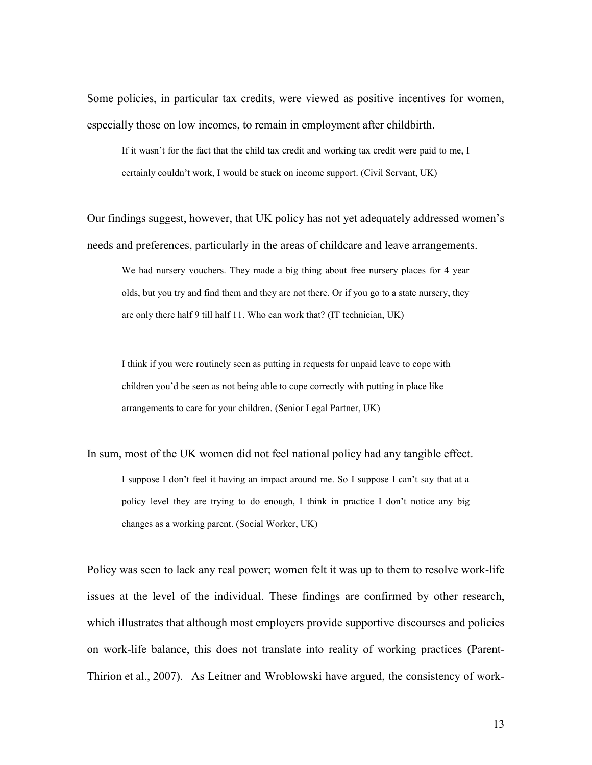Some policies, in particular tax credits, were viewed as positive incentives for women, especially those on low incomes, to remain in employment after childbirth.

> If it wasn't for the fact that the child tax credit and working tax credit were paid to me, I certainly couldn't work, I would be stuck on income support. (Civil Servant, UK)

Our findings suggest, however, that UK policy has not yet adequately addressed women's needs and preferences, particularly in the areas of childcare and leave arrangements.

> We had nursery vouchers. They made a big thing about free nursery places for 4 year olds, but you try and find them and they are not there. Or if you go to a state nursery, they are only there half 9 till half 11. Who can work that? (IT technician, UK)

> I think if you were routinely seen as putting in requests for unpaid leave to cope with children you'd be seen as not being able to cope correctly with putting in place like arrangements to care for your children. (Senior Legal Partner, UK)

In sum, most of the UK women did not feel national policy had any tangible effect.

> I suppose I don't feel it having an impact around me. So I suppose I can't say that at a policy level they are trying to do enough, I think in practice I don't notice any big changes as a working parent. (Social Worker, UK)

Policy was seen to lack any real power; women felt it was up to them to resolve work-life issues at the level of the individual. These findings are confirmed by other research, which illustrates that although most employers provide supportive discourses and policies on work-life balance, this does not translate into reality of working practices (Parent-Thirion et al., 2007). As Leitner and Wroblowski have argued, the consistency of work-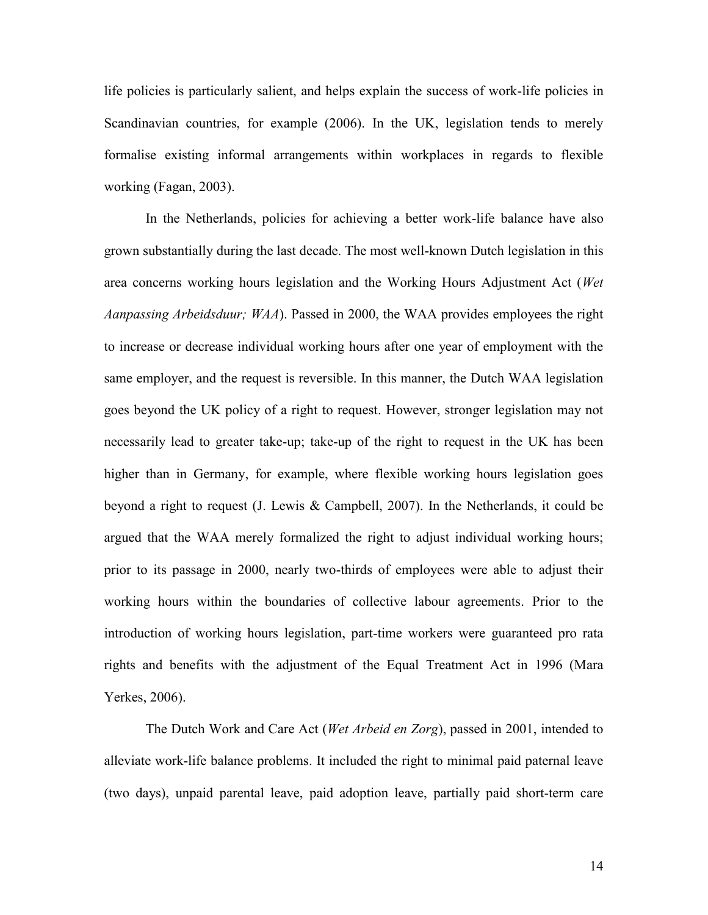life policies is particularly salient, and helps explain the success of work-life policies in Scandinavian countries, for example (2006). In the UK, legislation tends to merely formalise existing informal arrangements within workplaces in regards to flexible working (Fagan, 2003).

In the Netherlands, policies for achieving a better work-life balance have also grown substantially during the last decade. The most well-known Dutch legislation in this area concerns working hours legislation and the Working Hours Adjustment Act (*Wet Aanpassing Arbeidsduur; WAA*). Passed in 2000, the WAA provides employees the right to increase or decrease individual working hours after one year of employment with the same employer, and the request is reversible. In this manner, the Dutch WAA legislation goes beyond the UK policy of a right to request. However, stronger legislation may not necessarily lead to greater take-up; take-up of the right to request in the UK has been higher than in Germany, for example, where flexible working hours legislation goes beyond a right to request (J. Lewis & Campbell, 2007). In the Netherlands, it could be argued that the WAA merely formalized the right to adjust individual working hours; prior to its passage in 2000, nearly two-thirds of employees were able to adjust their working hours within the boundaries of collective labour agreements. Prior to the introduction of working hours legislation, part-time workers were guaranteed pro rata rights and benefits with the adjustment of the Equal Treatment Act in 1996 (Mara Yerkes, 2006).

The Dutch Work and Care Act (*Wet Arbeid en Zorg*), passed in 2001, intended to alleviate work-life balance problems. It included the right to minimal paid paternal leave (two days), unpaid parental leave, paid adoption leave, partially paid short-term care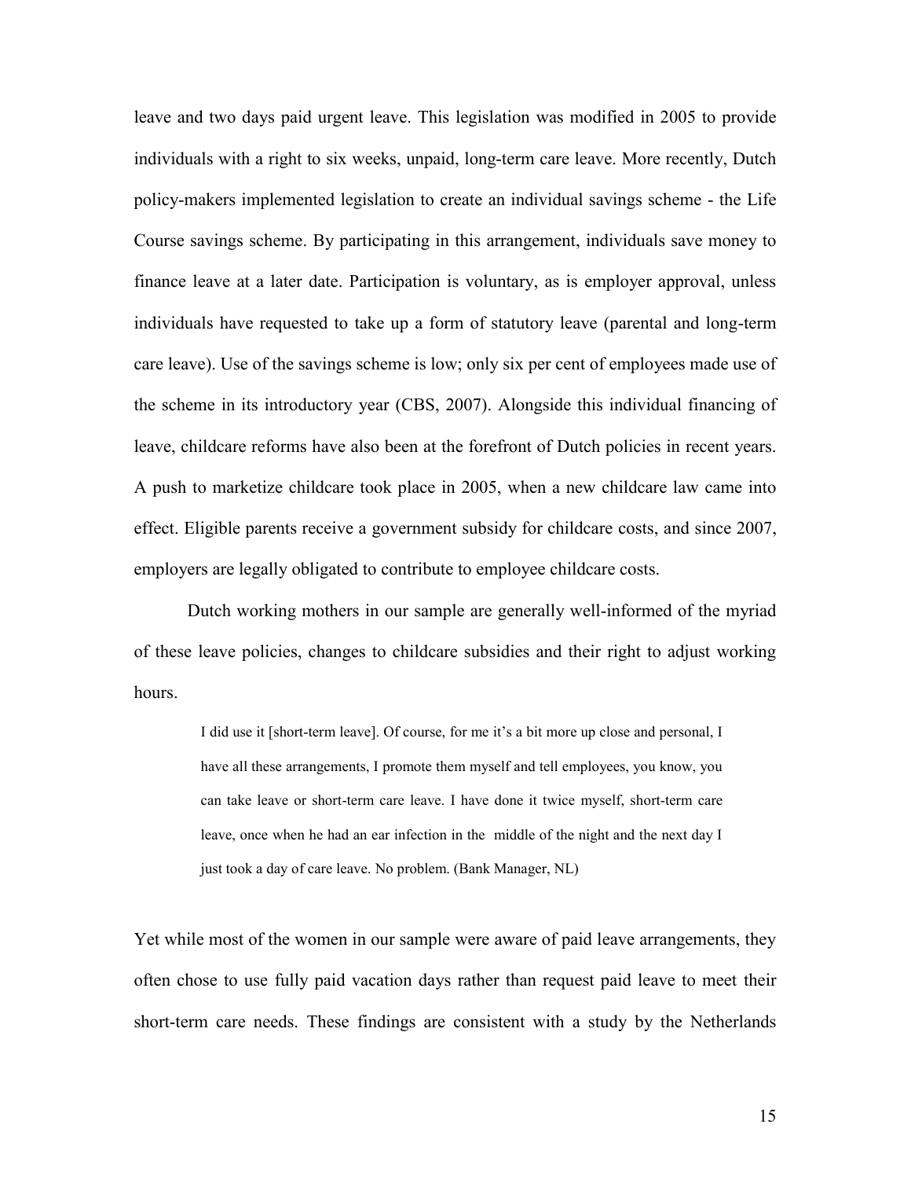leave and two days paid urgent leave. This legislation was modified in 2005 to provide individuals with a right to six weeks, unpaid, long-term care leave. More recently, Dutch policy-makers implemented legislation to create an individual savings scheme - the Life Course savings scheme. By participating in this arrangement, individuals save money to finance leave at a later date. Participation is voluntary, as is employer approval, unless individuals have requested to take up a form of statutory leave (parental and long-term care leave). Use of the savings scheme is low; only six per cent of employees made use of the scheme in its introductory year (CBS, 2007). Alongside this individual financing of leave, childcare reforms have also been at the forefront of Dutch policies in recent years. A push to marketize childcare took place in 2005, when a new childcare law came into effect. Eligible parents receive a government subsidy for childcare costs, and since 2007, employers are legally obligated to contribute to employee childcare costs.

Dutch working mothers in our sample are generally well-informed of the myriad of these leave policies, changes to childcare subsidies and their right to adjust working hours.

> I did use it [short-term leave]. Of course, for me it's a bit more up close and personal, I have all these arrangements, I promote them myself and tell employees, you know, you can take leave or short-term care leave. I have done it twice myself, short-term care leave, once when he had an ear infection in the middle of the night and the next day I just took a day of care leave. No problem. (Bank Manager, NL)

Yet while most of the women in our sample were aware of paid leave arrangements, they often chose to use fully paid vacation days rather than request paid leave to meet their short-term care needs. These findings are consistent with a study by the Netherlands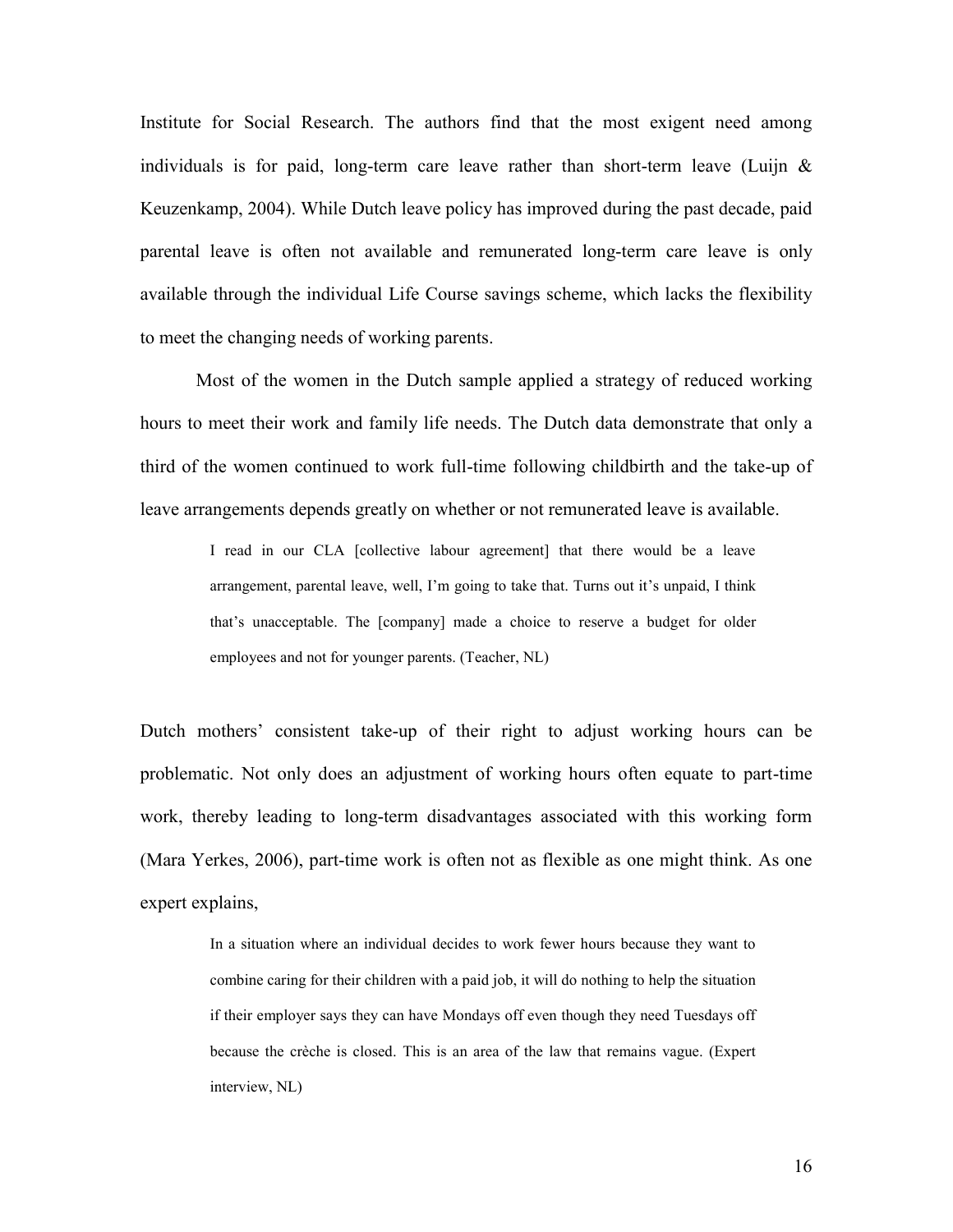Institute for Social Research. The authors find that the most exigent need among individuals is for paid, long-term care leave rather than short-term leave (Luijn & Keuzenkamp, 2004). While Dutch leave policy has improved during the past decade, paid parental leave is often not available and remunerated long-term care leave is only available through the individual Life Course savings scheme, which lacks the flexibility to meet the changing needs of working parents.

Most of the women in the Dutch sample applied a strategy of reduced working hours to meet their work and family life needs. The Dutch data demonstrate that only a third of the women continued to work full-time following childbirth and the take-up of leave arrangements depends greatly on whether or not remunerated leave is available.

> I read in our CLA [collective labour agreement] that there would be a leave arrangement, parental leave, well, I'm going to take that. Turns out it's unpaid, I think that's unacceptable. The [company] made a choice to reserve a budget for older employees and not for younger parents. (Teacher, NL)

Dutch mothers' consistent take-up of their right to adjust working hours can be problematic. Not only does an adjustment of working hours often equate to part-time work, thereby leading to long-term disadvantages associated with this working form (Mara Yerkes, 2006), part-time work is often not as flexible as one might think. As one expert explains,

> In a situation where an individual decides to work fewer hours because they want to combine caring for their children with a paid job, it will do nothing to help the situation if their employer says they can have Mondays off even though they need Tuesdays off because the crèche is closed. This is an area of the law that remains vague. (Expert interview, NL)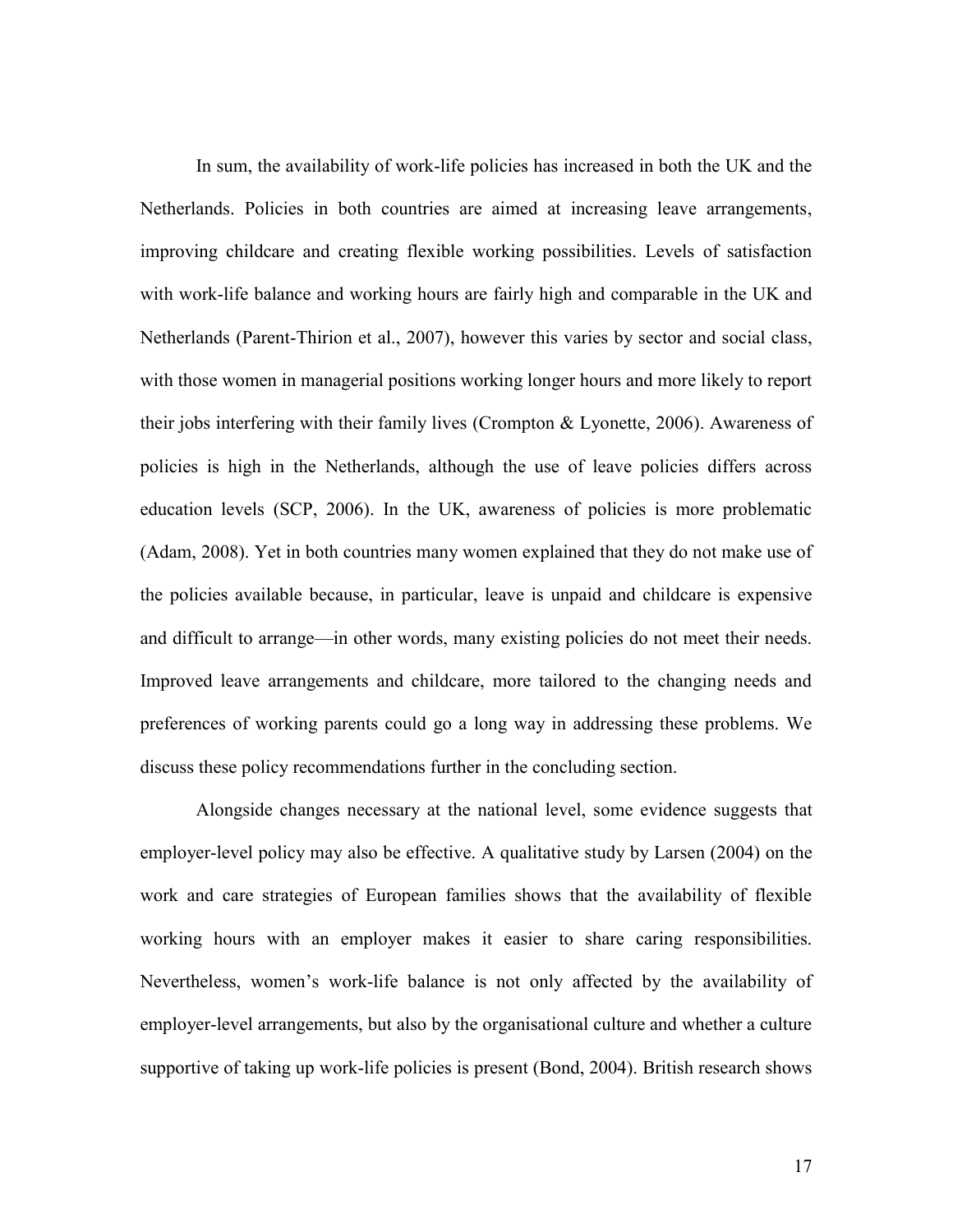In sum, the availability of work-life policies has increased in both the UK and the Netherlands. Policies in both countries are aimed at increasing leave arrangements, improving childcare and creating flexible working possibilities. Levels of satisfaction with work-life balance and working hours are fairly high and comparable in the UK and Netherlands (Parent-Thirion et al., 2007), however this varies by sector and social class, with those women in managerial positions working longer hours and more likely to report their jobs interfering with their family lives (Crompton & Lyonette, 2006). Awareness of policies is high in the Netherlands, although the use of leave policies differs across education levels (SCP, 2006). In the UK, awareness of policies is more problematic (Adam, 2008). Yet in both countries many women explained that they do not make use of the policies available because, in particular, leave is unpaid and childcare is expensive and difficult to arrange—in other words, many existing policies do not meet their needs. Improved leave arrangements and childcare, more tailored to the changing needs and preferences of working parents could go a long way in addressing these problems. We discuss these policy recommendations further in the concluding section.

Alongside changes necessary at the national level, some evidence suggests that employer-level policy may also be effective. A qualitative study by Larsen (2004) on the work and care strategies of European families shows that the availability of flexible working hours with an employer makes it easier to share caring responsibilities. Nevertheless, women's work-life balance is not only affected by the availability of employer-level arrangements, but also by the organisational culture and whether a culture supportive of taking up work-life policies is present (Bond, 2004). British research shows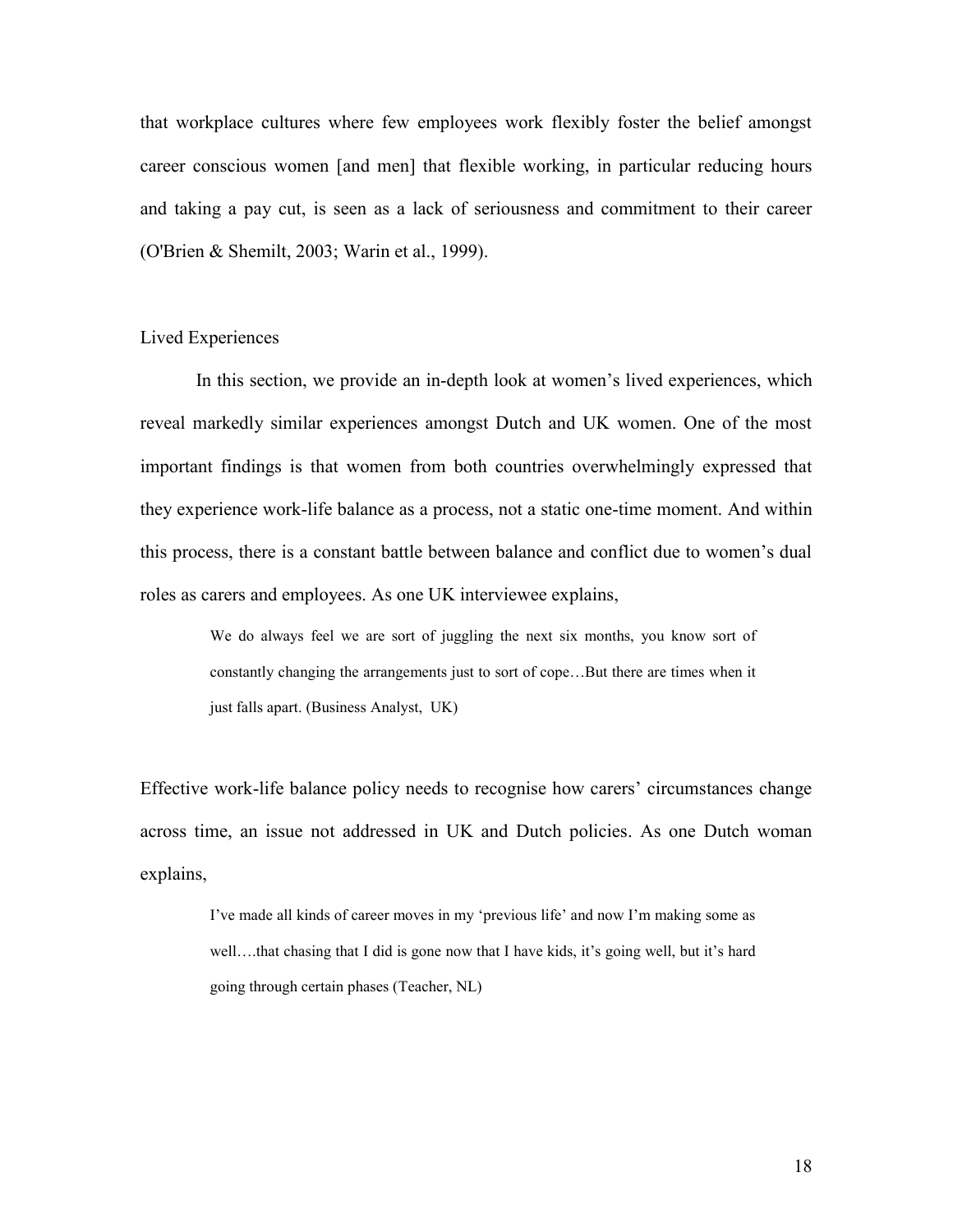that workplace cultures where few employees work flexibly foster the belief amongst career conscious women [and men] that flexible working, in particular reducing hours and taking a pay cut, is seen as a lack of seriousness and commitment to their career (O'Brien & Shemilt, 2003; Warin et al., 1999).

## Lived Experiences

In this section, we provide an in-depth look at women's lived experiences, which reveal markedly similar experiences amongst Dutch and UK women. One of the most important findings is that women from both countries overwhelmingly expressed that they experience work-life balance as a process, not a static one-time moment. And within this process, there is a constant battle between balance and conflict due to women's dual roles as carers and employees. As one UK interviewee explains,

> We do always feel we are sort of juggling the next six months, you know sort of constantly changing the arrangements just to sort of cope…But there are times when it just falls apart. (Business Analyst, UK)

Effective work-life balance policy needs to recognise how carers' circumstances change across time, an issue not addressed in UK and Dutch policies. As one Dutch woman explains,

> I've made all kinds of career moves in my 'previous life' and now I'm making some as well….that chasing that I did is gone now that I have kids, it's going well, but it's hard going through certain phases (Teacher, NL)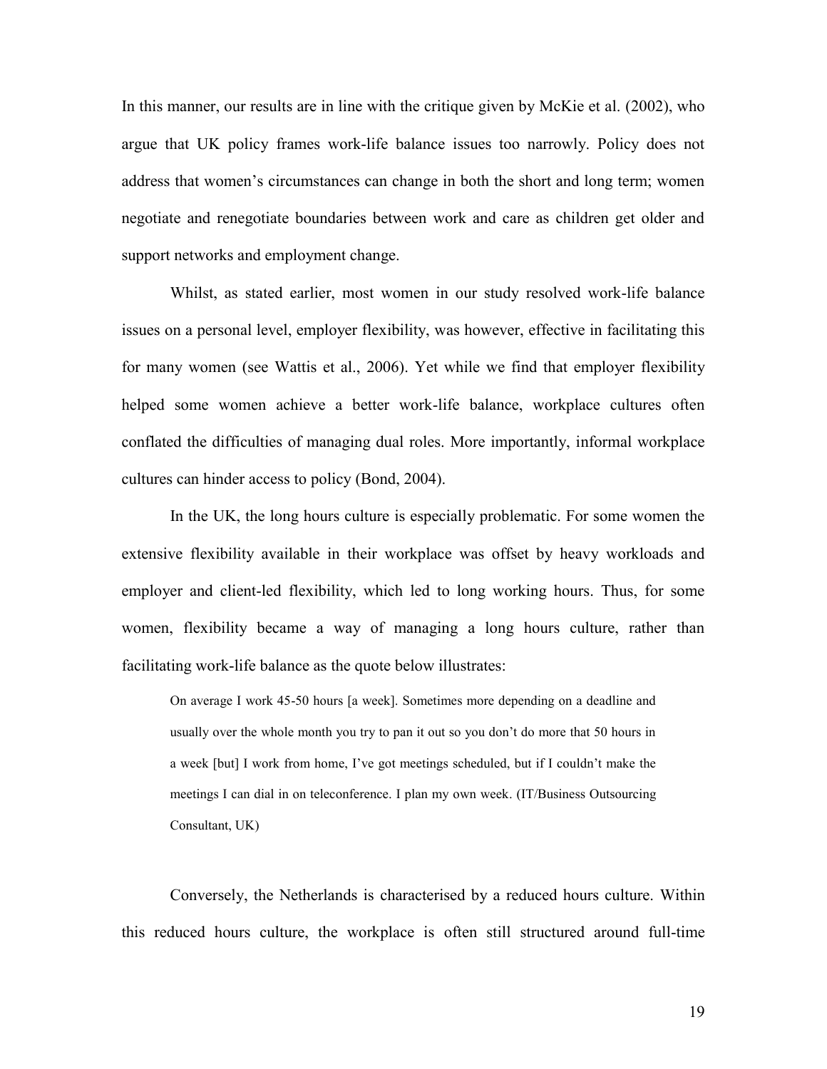In this manner, our results are in line with the critique given by McKie et al. (2002), who argue that UK policy frames work-life balance issues too narrowly. Policy does not address that women's circumstances can change in both the short and long term; women negotiate and renegotiate boundaries between work and care as children get older and support networks and employment change.

Whilst, as stated earlier, most women in our study resolved work-life balance issues on a personal level, employer flexibility, was however, effective in facilitating this for many women (see Wattis et al., 2006). Yet while we find that employer flexibility helped some women achieve a better work-life balance, workplace cultures often conflated the difficulties of managing dual roles. More importantly, informal workplace cultures can hinder access to policy (Bond, 2004).

In the UK, the long hours culture is especially problematic. For some women the extensive flexibility available in their workplace was offset by heavy workloads and employer and client-led flexibility, which led to long working hours. Thus, for some women, flexibility became a way of managing a long hours culture, rather than facilitating work-life balance as the quote below illustrates:

> On average I work 45-50 hours [a week]. Sometimes more depending on a deadline and usually over the whole month you try to pan it out so you don't do more that 50 hours in a week [but] I work from home, I've got meetings scheduled, but if I couldn't make the meetings I can dial in on teleconference. I plan my own week. (IT/Business Outsourcing Consultant, UK)

Conversely, the Netherlands is characterised by a reduced hours culture. Within this reduced hours culture, the workplace is often still structured around full-time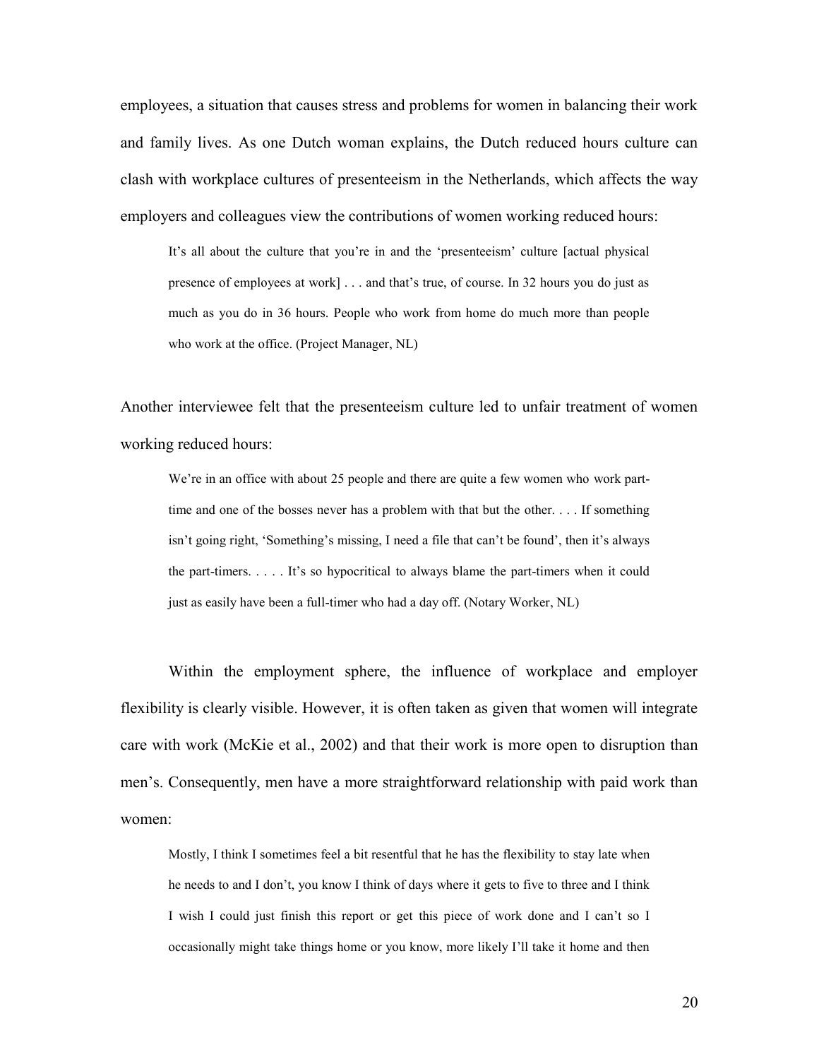employees, a situation that causes stress and problems for women in balancing their work and family lives. As one Dutch woman explains, the Dutch reduced hours culture can clash with workplace cultures of presenteeism in the Netherlands, which affects the way employers and colleagues view the contributions of women working reduced hours:

> It's all about the culture that you're in and the 'presenteeism' culture [actual physical presence of employees at work] . . . and that's true, of course. In 32 hours you do just as much as you do in 36 hours. People who work from home do much more than people who work at the office. (Project Manager, NL)

Another interviewee felt that the presenteeism culture led to unfair treatment of women working reduced hours:

> We're in an office with about 25 people and there are quite a few women who work part-time and one of the bosses never has a problem with that but the other. . . . If something isn't going right, 'Something's missing, I need a file that can't be found', then it's always the part-timers. . . . . It's so hypocritical to always blame the part-timers when it could just as easily have been a full-timer who had a day off. (Notary Worker, NL)

Within the employment sphere, the influence of workplace and employer flexibility is clearly visible. However, it is often taken as given that women will integrate care with work (McKie et al., 2002) and that their work is more open to disruption than men's. Consequently, men have a more straightforward relationship with paid work than women:

> Mostly, I think I sometimes feel a bit resentful that he has the flexibility to stay late when he needs to and I don't, you know I think of days where it gets to five to three and I think I wish I could just finish this report or get this piece of work done and I can't so I occasionally might take things home or you know, more likely I'll take it home and then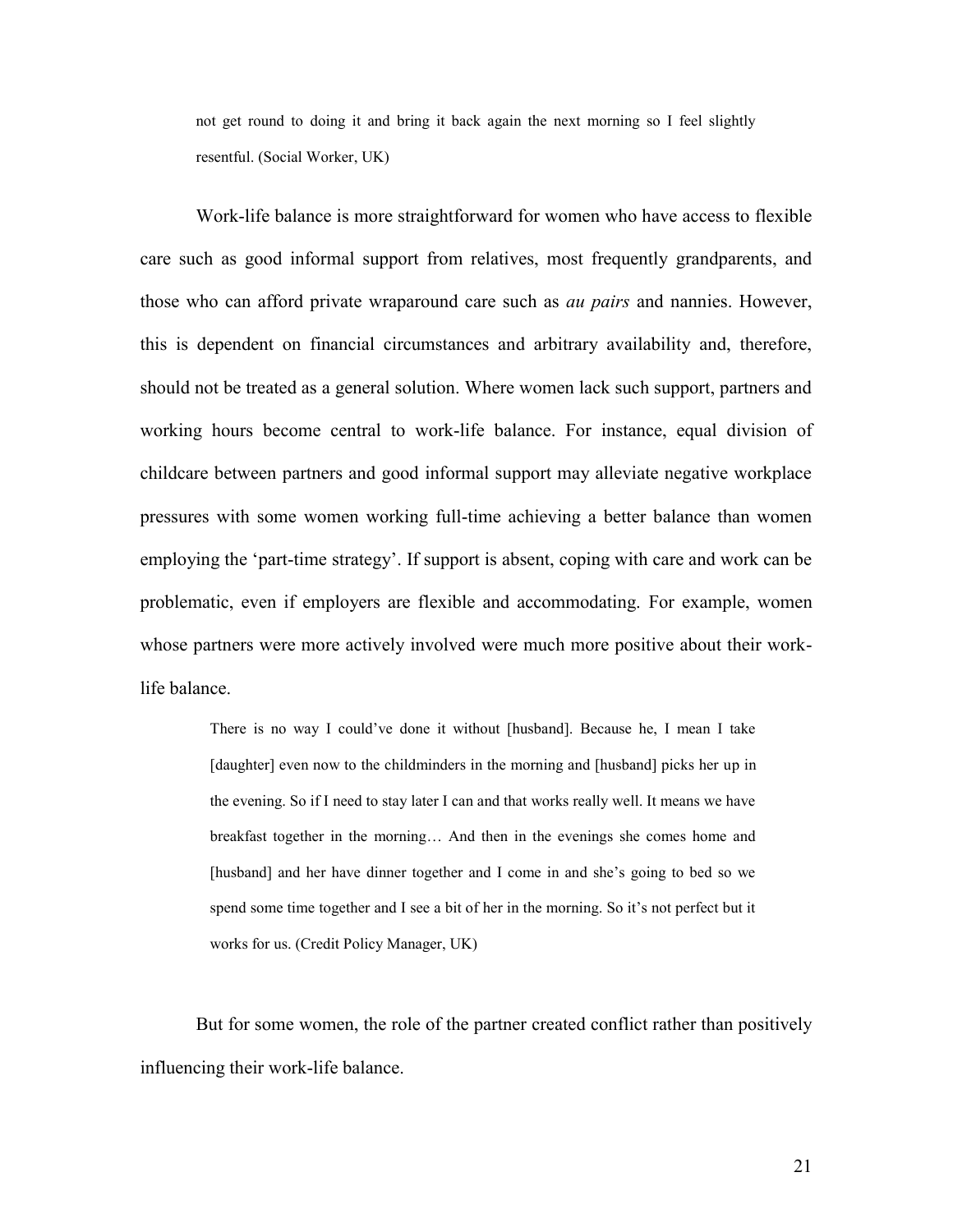> not get round to doing it and bring it back again the next morning so I feel slightly resentful. (Social Worker, UK)

Work-life balance is more straightforward for women who have access to flexible care such as good informal support from relatives, most frequently grandparents, and those who can afford private wraparound care such as *au pairs* and nannies. However, this is dependent on financial circumstances and arbitrary availability and, therefore, should not be treated as a general solution. Where women lack such support, partners and working hours become central to work-life balance. For instance, equal division of childcare between partners and good informal support may alleviate negative workplace pressures with some women working full-time achieving a better balance than women employing the 'part-time strategy'. If support is absent, coping with care and work can be problematic, even if employers are flexible and accommodating. For example, women whose partners were more actively involved were much more positive about their work-life balance.

> There is no way I could've done it without [husband]. Because he, I mean I take [daughter] even now to the childminders in the morning and [husband] picks her up in the evening. So if I need to stay later I can and that works really well. It means we have breakfast together in the morning… And then in the evenings she comes home and [husband] and her have dinner together and I come in and she's going to bed so we spend some time together and I see a bit of her in the morning. So it's not perfect but it works for us. (Credit Policy Manager, UK)

But for some women, the role of the partner created conflict rather than positively influencing their work-life balance.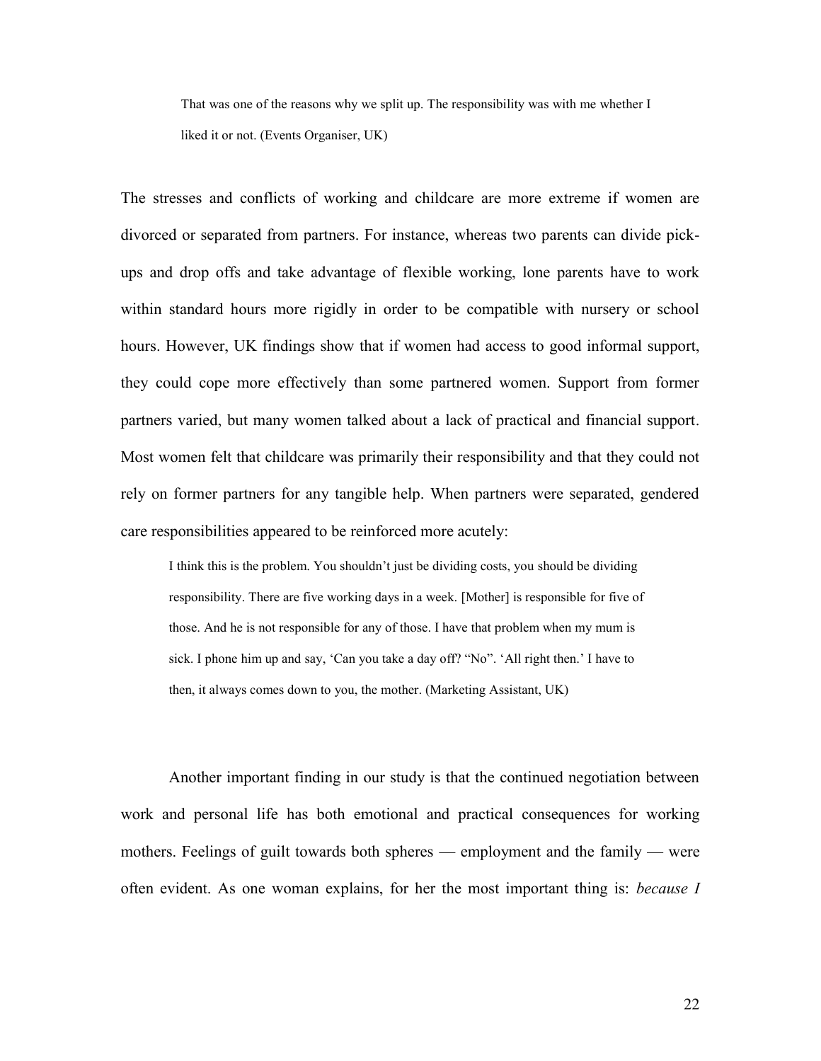> That was one of the reasons why we split up. The responsibility was with me whether I liked it or not. (Events Organiser, UK)

The stresses and conflicts of working and childcare are more extreme if women are divorced or separated from partners. For instance, whereas two parents can divide pick-ups and drop offs and take advantage of flexible working, lone parents have to work within standard hours more rigidly in order to be compatible with nursery or school hours. However, UK findings show that if women had access to good informal support, they could cope more effectively than some partnered women. Support from former partners varied, but many women talked about a lack of practical and financial support. Most women felt that childcare was primarily their responsibility and that they could not rely on former partners for any tangible help. When partners were separated, gendered care responsibilities appeared to be reinforced more acutely:

> I think this is the problem. You shouldn't just be dividing costs, you should be dividing responsibility. There are five working days in a week. [Mother] is responsible for five of those. And he is not responsible for any of those. I have that problem when my mum is sick. I phone him up and say, 'Can you take a day off? "No". 'All right then.' I have to then, it always comes down to you, the mother. (Marketing Assistant, UK)

Another important finding in our study is that the continued negotiation between work and personal life has both emotional and practical consequences for working mothers. Feelings of guilt towards both spheres — employment and the family — were often evident. As one woman explains, for her the most important thing is: *because I*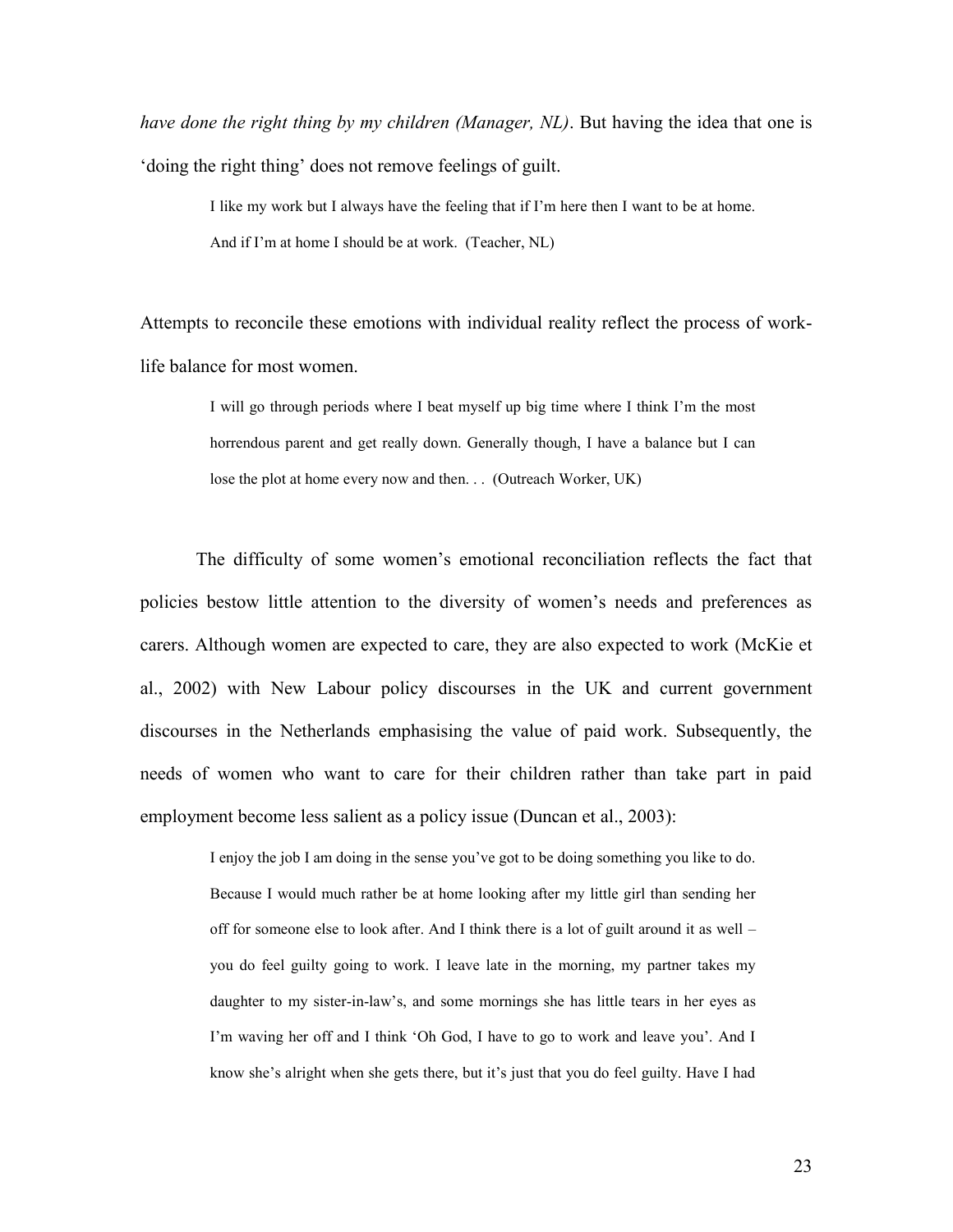*have done the right thing by my children (Manager, NL)*. But having the idea that one is 'doing the right thing' does not remove feelings of guilt.

> I like my work but I always have the feeling that if I'm here then I want to be at home. And if I'm at home I should be at work. (Teacher, NL)

Attempts to reconcile these emotions with individual reality reflect the process of work-life balance for most women.

> I will go through periods where I beat myself up big time where I think I'm the most horrendous parent and get really down. Generally though, I have a balance but I can lose the plot at home every now and then. . . (Outreach Worker, UK)

The difficulty of some women's emotional reconciliation reflects the fact that policies bestow little attention to the diversity of women's needs and preferences as carers. Although women are expected to care, they are also expected to work (McKie et al., 2002) with New Labour policy discourses in the UK and current government discourses in the Netherlands emphasising the value of paid work. Subsequently, the needs of women who want to care for their children rather than take part in paid employment become less salient as a policy issue (Duncan et al., 2003):

> I enjoy the job I am doing in the sense you've got to be doing something you like to do. Because I would much rather be at home looking after my little girl than sending her off for someone else to look after. And I think there is a lot of guilt around it as well – you do feel guilty going to work. I leave late in the morning, my partner takes my daughter to my sister-in-law's, and some mornings she has little tears in her eyes as I'm waving her off and I think 'Oh God, I have to go to work and leave you'. And I know she's alright when she gets there, but it's just that you do feel guilty. Have I had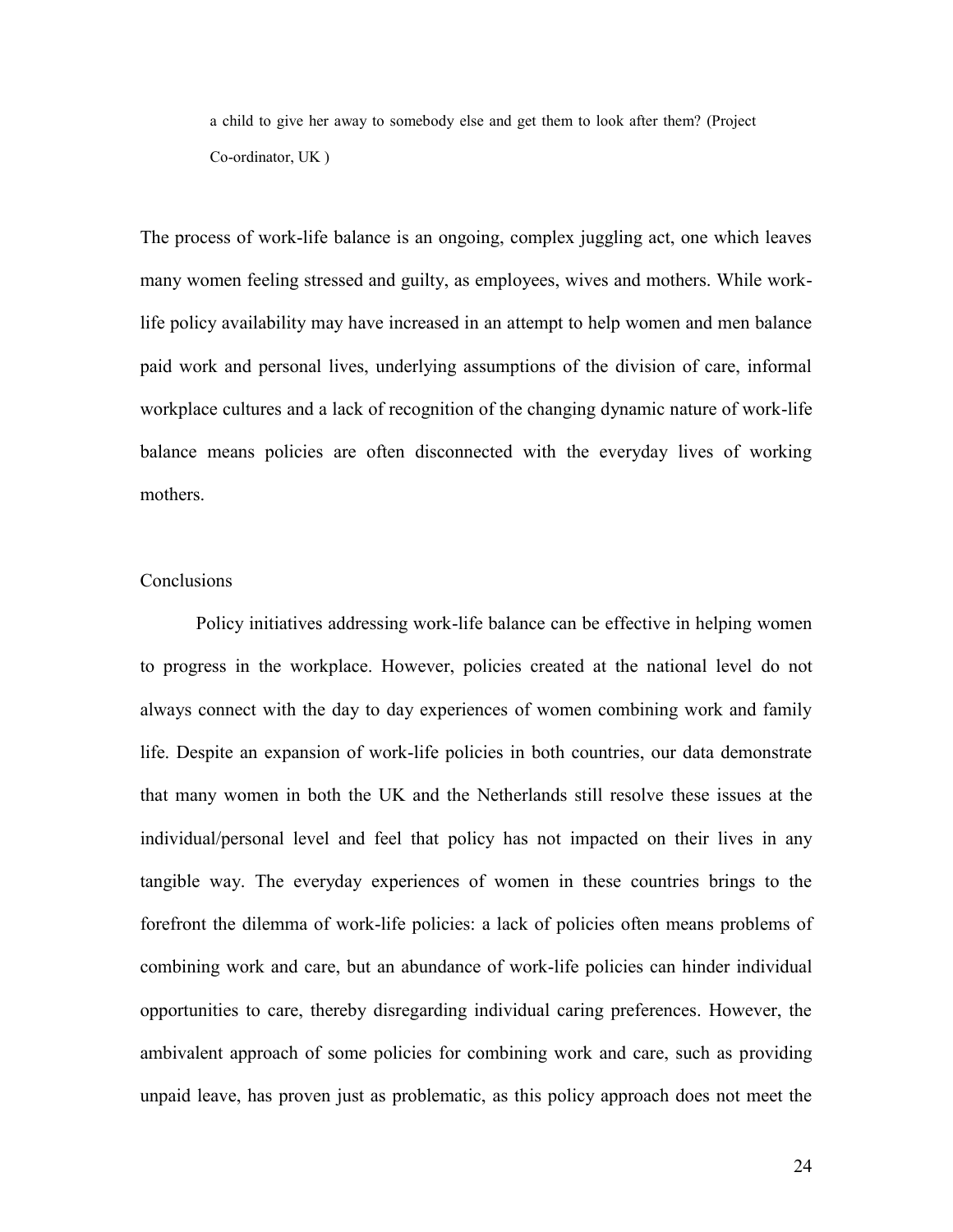> a child to give her away to somebody else and get them to look after them? (Project Co-ordinator, UK )

The process of work-life balance is an ongoing, complex juggling act, one which leaves many women feeling stressed and guilty, as employees, wives and mothers. While work-life policy availability may have increased in an attempt to help women and men balance paid work and personal lives, underlying assumptions of the division of care, informal workplace cultures and a lack of recognition of the changing dynamic nature of work-life balance means policies are often disconnected with the everyday lives of working mothers.

## Conclusions

Policy initiatives addressing work-life balance can be effective in helping women to progress in the workplace. However, policies created at the national level do not always connect with the day to day experiences of women combining work and family life. Despite an expansion of work-life policies in both countries, our data demonstrate that many women in both the UK and the Netherlands still resolve these issues at the individual/personal level and feel that policy has not impacted on their lives in any tangible way. The everyday experiences of women in these countries brings to the forefront the dilemma of work-life policies: a lack of policies often means problems of combining work and care, but an abundance of work-life policies can hinder individual opportunities to care, thereby disregarding individual caring preferences. However, the ambivalent approach of some policies for combining work and care, such as providing unpaid leave, has proven just as problematic, as this policy approach does not meet the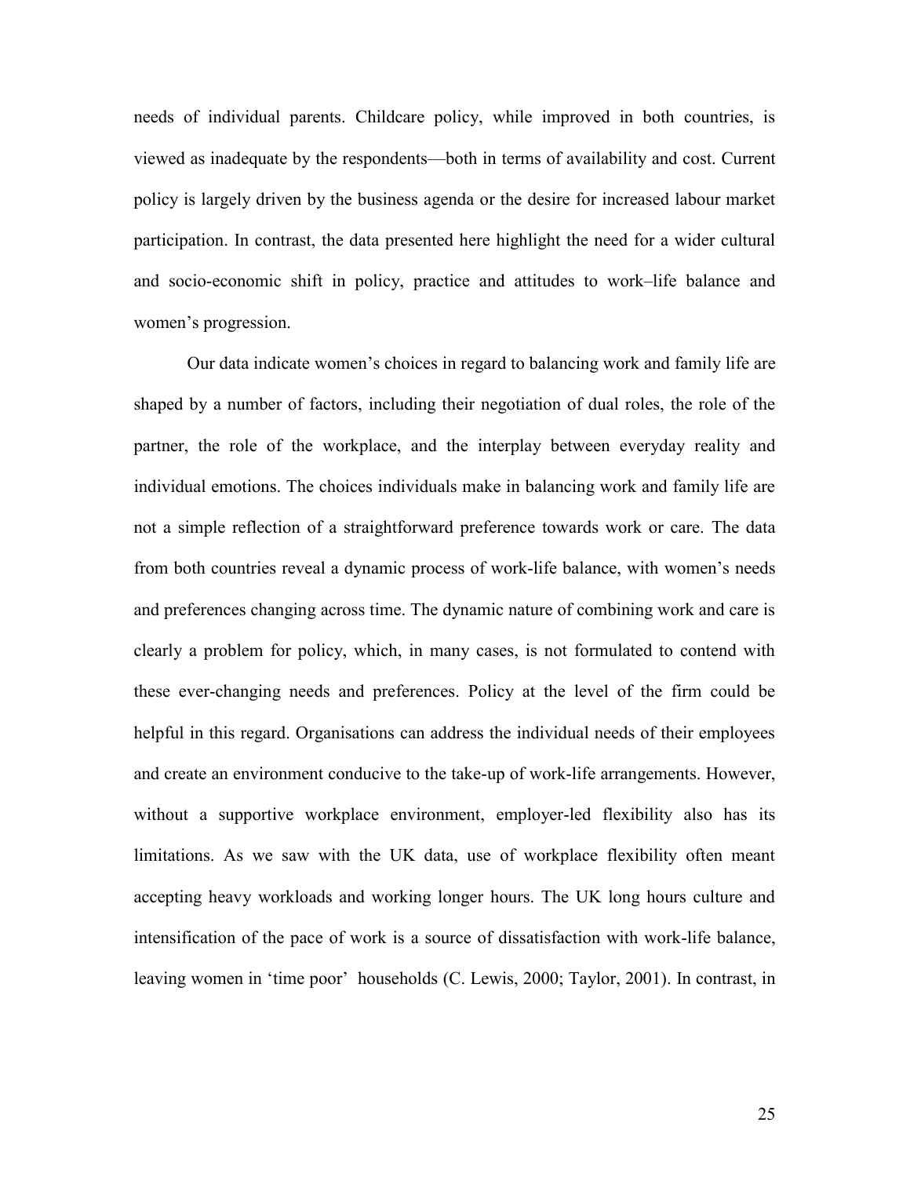needs of individual parents. Childcare policy, while improved in both countries, is viewed as inadequate by the respondents—both in terms of availability and cost. Current policy is largely driven by the business agenda or the desire for increased labour market participation. In contrast, the data presented here highlight the need for a wider cultural and socio-economic shift in policy, practice and attitudes to work–life balance and women's progression.

Our data indicate women's choices in regard to balancing work and family life are shaped by a number of factors, including their negotiation of dual roles, the role of the partner, the role of the workplace, and the interplay between everyday reality and individual emotions. The choices individuals make in balancing work and family life are not a simple reflection of a straightforward preference towards work or care. The data from both countries reveal a dynamic process of work-life balance, with women's needs and preferences changing across time. The dynamic nature of combining work and care is clearly a problem for policy, which, in many cases, is not formulated to contend with these ever-changing needs and preferences. Policy at the level of the firm could be helpful in this regard. Organisations can address the individual needs of their employees and create an environment conducive to the take-up of work-life arrangements. However, without a supportive workplace environment, employer-led flexibility also has its limitations. As we saw with the UK data, use of workplace flexibility often meant accepting heavy workloads and working longer hours. The UK long hours culture and intensification of the pace of work is a source of dissatisfaction with work-life balance, leaving women in 'time poor' households (C. Lewis, 2000; Taylor, 2001). In contrast, in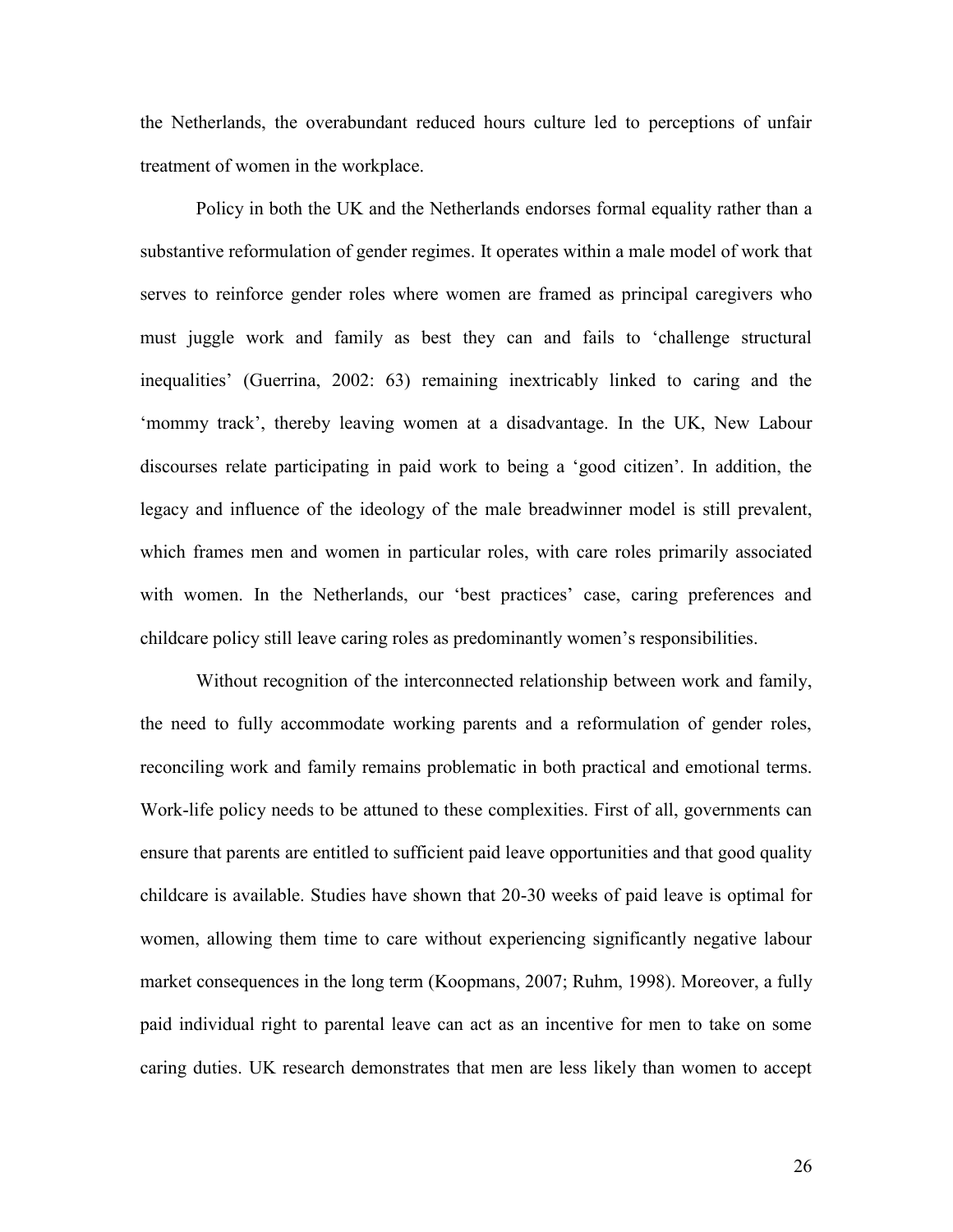the Netherlands, the overabundant reduced hours culture led to perceptions of unfair treatment of women in the workplace.

Policy in both the UK and the Netherlands endorses formal equality rather than a substantive reformulation of gender regimes. It operates within a male model of work that serves to reinforce gender roles where women are framed as principal caregivers who must juggle work and family as best they can and fails to 'challenge structural inequalities' (Guerrina, 2002: 63) remaining inextricably linked to caring and the 'mommy track', thereby leaving women at a disadvantage. In the UK, New Labour discourses relate participating in paid work to being a 'good citizen'. In addition, the legacy and influence of the ideology of the male breadwinner model is still prevalent, which frames men and women in particular roles, with care roles primarily associated with women. In the Netherlands, our 'best practices' case, caring preferences and childcare policy still leave caring roles as predominantly women's responsibilities.

Without recognition of the interconnected relationship between work and family, the need to fully accommodate working parents and a reformulation of gender roles, reconciling work and family remains problematic in both practical and emotional terms. Work-life policy needs to be attuned to these complexities. First of all, governments can ensure that parents are entitled to sufficient paid leave opportunities and that good quality childcare is available. Studies have shown that 20-30 weeks of paid leave is optimal for women, allowing them time to care without experiencing significantly negative labour market consequences in the long term (Koopmans, 2007; Ruhm, 1998). Moreover, a fully paid individual right to parental leave can act as an incentive for men to take on some caring duties. UK research demonstrates that men are less likely than women to accept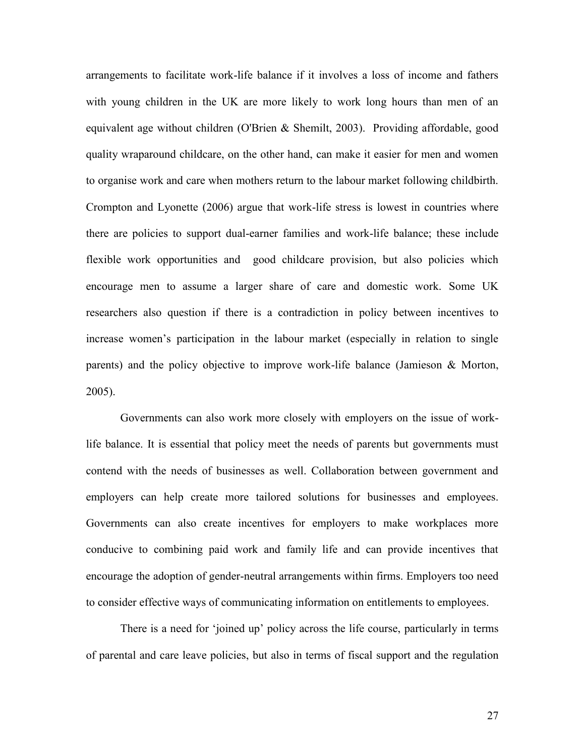arrangements to facilitate work-life balance if it involves a loss of income and fathers with young children in the UK are more likely to work long hours than men of an equivalent age without children (O'Brien & Shemilt, 2003). Providing affordable, good quality wraparound childcare, on the other hand, can make it easier for men and women to organise work and care when mothers return to the labour market following childbirth. Crompton and Lyonette (2006) argue that work-life stress is lowest in countries where there are policies to support dual-earner families and work-life balance; these include flexible work opportunities and good childcare provision, but also policies which encourage men to assume a larger share of care and domestic work. Some UK researchers also question if there is a contradiction in policy between incentives to increase women's participation in the labour market (especially in relation to single parents) and the policy objective to improve work-life balance (Jamieson & Morton, 2005).

Governments can also work more closely with employers on the issue of work-life balance. It is essential that policy meet the needs of parents but governments must contend with the needs of businesses as well. Collaboration between government and employers can help create more tailored solutions for businesses and employees. Governments can also create incentives for employers to make workplaces more conducive to combining paid work and family life and can provide incentives that encourage the adoption of gender-neutral arrangements within firms. Employers too need to consider effective ways of communicating information on entitlements to employees.

There is a need for 'joined up' policy across the life course, particularly in terms of parental and care leave policies, but also in terms of fiscal support and the regulation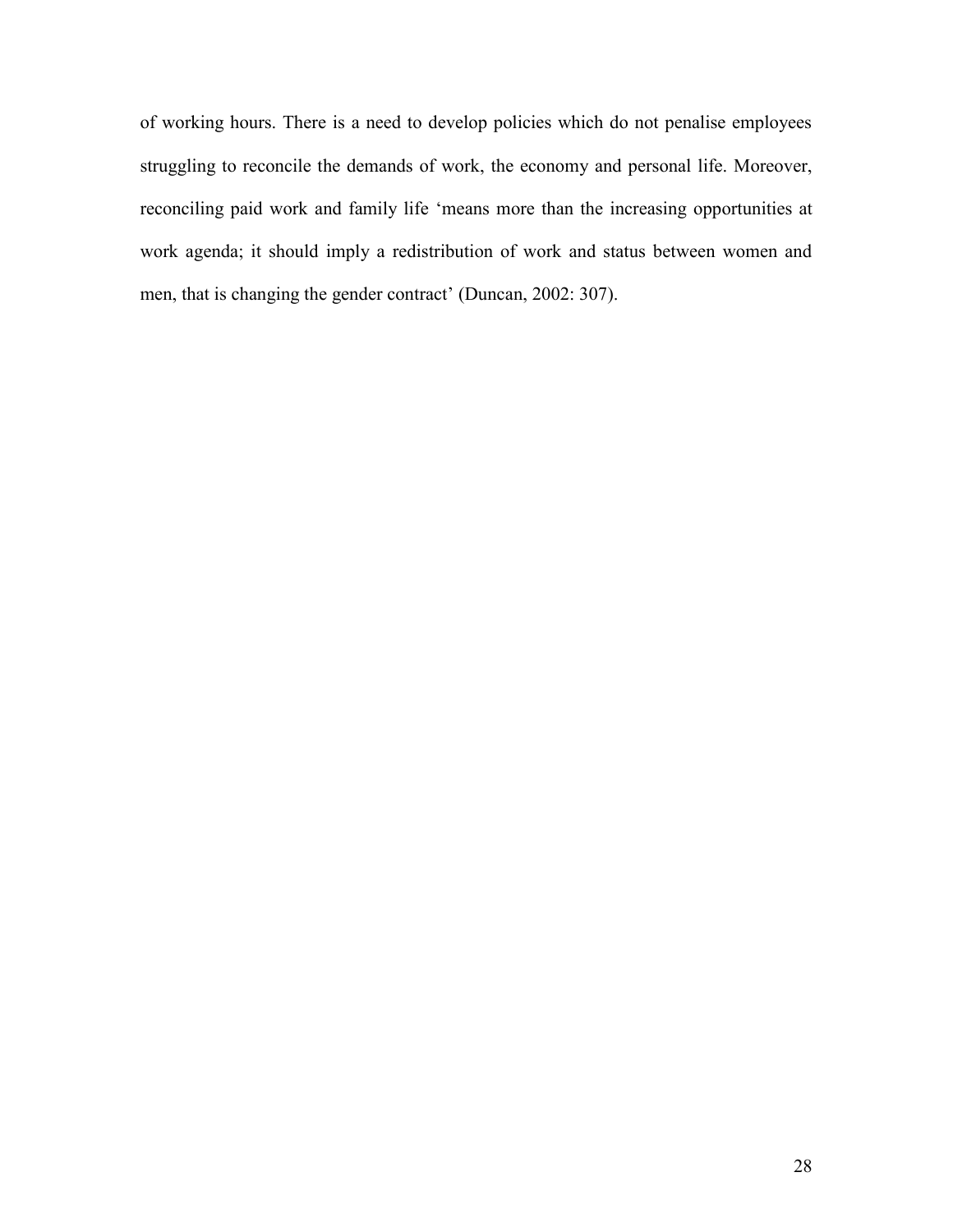of working hours. There is a need to develop policies which do not penalise employees struggling to reconcile the demands of work, the economy and personal life. Moreover, reconciling paid work and family life 'means more than the increasing opportunities at work agenda; it should imply a redistribution of work and status between women and men, that is changing the gender contract' (Duncan, 2002: 307).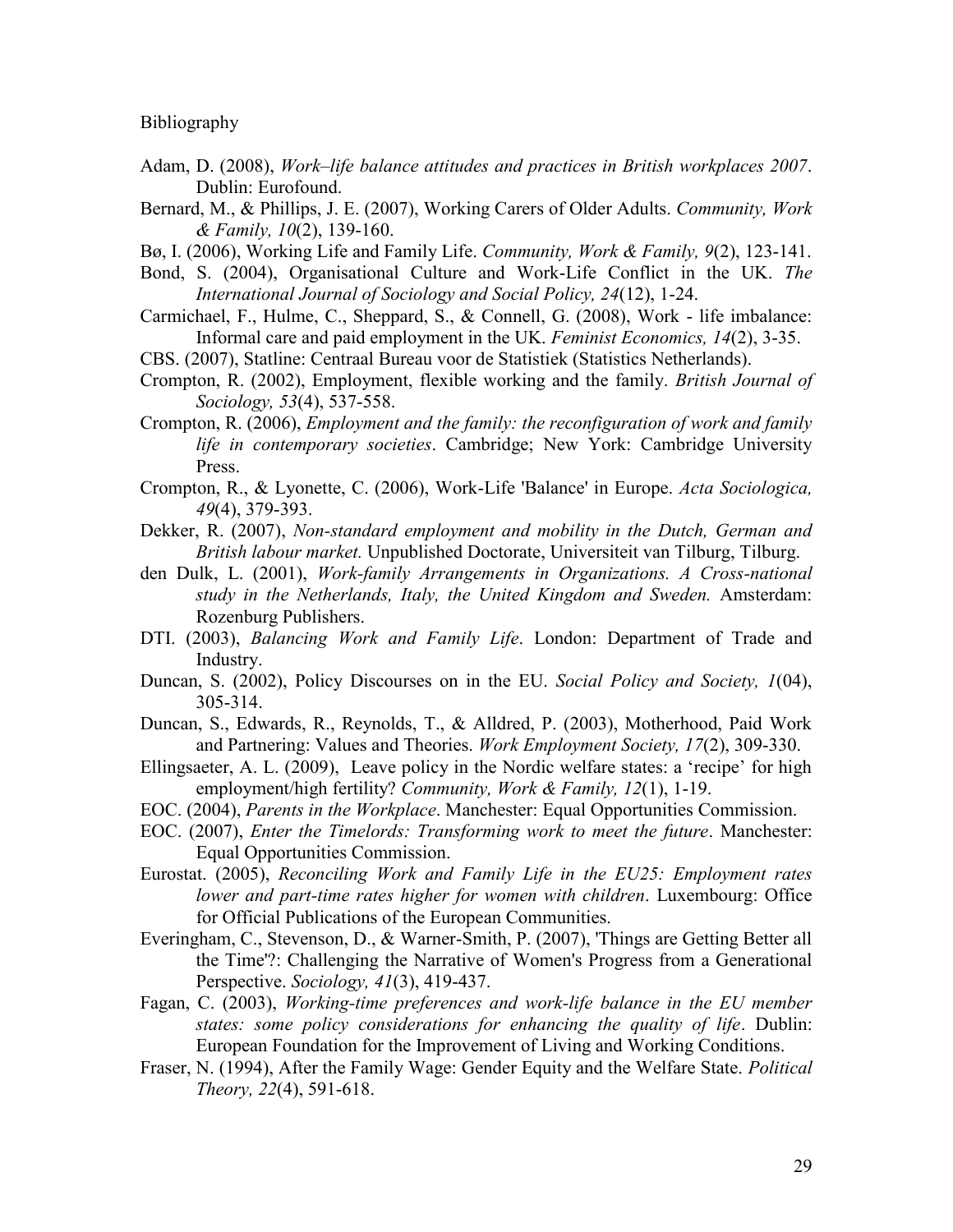Bibliography

Adam, D. (2008), *Work–life balance attitudes and practices in British workplaces 2007*. Dublin: Eurofound.

Bernard, M., & Phillips, J. E. (2007), Working Carers of Older Adults. *Community, Work & Family, 10*(2), 139-160.

Bø, I. (2006), Working Life and Family Life. *Community, Work & Family, 9*(2), 123-141.

Bond, S. (2004), Organisational Culture and Work-Life Conflict in the UK. *The International Journal of Sociology and Social Policy, 24*(12), 1-24.

Carmichael, F., Hulme, C., Sheppard, S., & Connell, G. (2008), Work - life imbalance: Informal care and paid employment in the UK. *Feminist Economics, 14*(2), 3-35.

CBS. (2007), Statline: Centraal Bureau voor de Statistiek (Statistics Netherlands).

Crompton, R. (2002), Employment, flexible working and the family. *British Journal of Sociology, 53*(4), 537-558.

Crompton, R. (2006), *Employment and the family: the reconfiguration of work and family life in contemporary societies*. Cambridge; New York: Cambridge University Press.

Crompton, R., & Lyonette, C. (2006), Work-Life 'Balance' in Europe. *Acta Sociologica, 49*(4), 379-393.

Dekker, R. (2007), *Non-standard employment and mobility in the Dutch, German and British labour market.* Unpublished Doctorate, Universiteit van Tilburg, Tilburg.

den Dulk, L. (2001), *Work-family Arrangements in Organizations. A Cross-national study in the Netherlands, Italy, the United Kingdom and Sweden.* Amsterdam: Rozenburg Publishers.

DTI. (2003), *Balancing Work and Family Life*. London: Department of Trade and Industry.

Duncan, S. (2002), Policy Discourses on in the EU. *Social Policy and Society, 1*(04), 305-314.

Duncan, S., Edwards, R., Reynolds, T., & Alldred, P. (2003), Motherhood, Paid Work and Partnering: Values and Theories. *Work Employment Society, 17*(2), 309-330.

Ellingsaeter, A. L. (2009), Leave policy in the Nordic welfare states: a 'recipe' for high employment/high fertility? *Community, Work & Family, 12*(1), 1-19.

EOC. (2004), *Parents in the Workplace*. Manchester: Equal Opportunities Commission.

EOC. (2007), *Enter the Timelords: Transforming work to meet the future*. Manchester: Equal Opportunities Commission.

Eurostat. (2005), *Reconciling Work and Family Life in the EU25: Employment rates lower and part-time rates higher for women with children*. Luxembourg: Office for Official Publications of the European Communities.

Everingham, C., Stevenson, D., & Warner-Smith, P. (2007), 'Things are Getting Better all the Time'?: Challenging the Narrative of Women's Progress from a Generational Perspective. *Sociology, 41*(3), 419-437.

Fagan, C. (2003), *Working-time preferences and work-life balance in the EU member states: some policy considerations for enhancing the quality of life*. Dublin: European Foundation for the Improvement of Living and Working Conditions.

Fraser, N. (1994), After the Family Wage: Gender Equity and the Welfare State. *Political Theory, 22*(4), 591-618.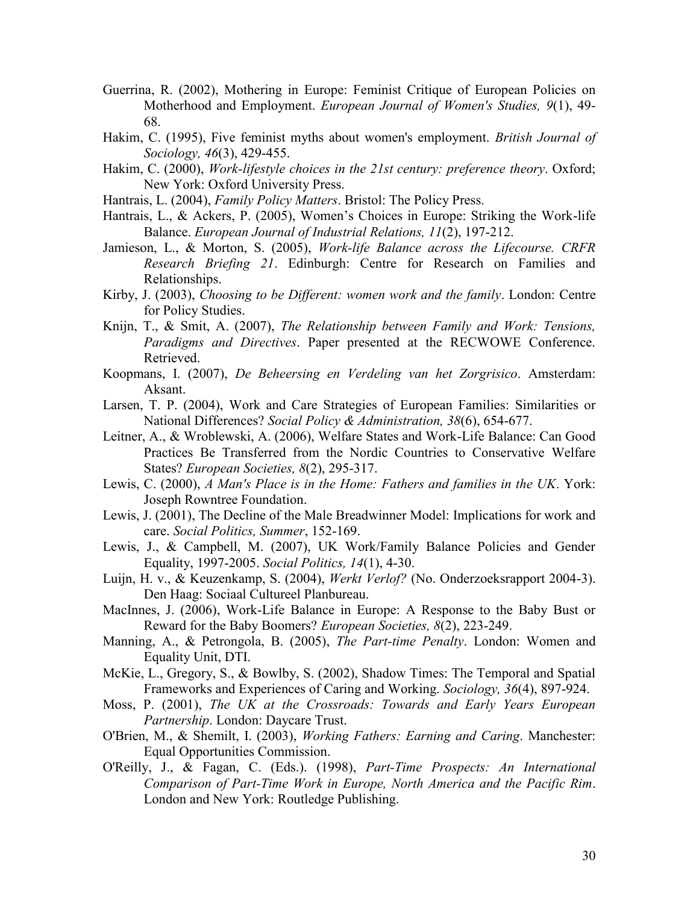Guerrina, R. (2002), Mothering in Europe: Feminist Critique of European Policies on Motherhood and Employment. *European Journal of Women's Studies, 9*(1), 49-68.

Hakim, C. (1995), Five feminist myths about women's employment. *British Journal of Sociology, 46*(3), 429-455.

Hakim, C. (2000), *Work-lifestyle choices in the 21st century: preference theory*. Oxford; New York: Oxford University Press.

Hantrais, L. (2004), *Family Policy Matters*. Bristol: The Policy Press.

Hantrais, L., & Ackers, P. (2005), Women's Choices in Europe: Striking the Work-life Balance. *European Journal of Industrial Relations, 11*(2), 197-212.

Jamieson, L., & Morton, S. (2005), *Work-life Balance across the Lifecourse. CRFR Research Briefing 21*. Edinburgh: Centre for Research on Families and Relationships.

Kirby, J. (2003), *Choosing to be Different: women work and the family*. London: Centre for Policy Studies.

Knijn, T., & Smit, A. (2007), *The Relationship between Family and Work: Tensions, Paradigms and Directives*. Paper presented at the RECWOWE Conference. Retrieved.

Koopmans, I. (2007), *De Beheersing en Verdeling van het Zorgrisico*. Amsterdam: Aksant.

Larsen, T. P. (2004), Work and Care Strategies of European Families: Similarities or National Differences? *Social Policy & Administration, 38*(6), 654-677.

Leitner, A., & Wroblewski, A. (2006), Welfare States and Work-Life Balance: Can Good Practices Be Transferred from the Nordic Countries to Conservative Welfare States? *European Societies, 8*(2), 295-317.

Lewis, C. (2000), *A Man's Place is in the Home: Fathers and families in the UK*. York: Joseph Rowntree Foundation.

Lewis, J. (2001), The Decline of the Male Breadwinner Model: Implications for work and care. *Social Politics, Summer*, 152-169.

Lewis, J., & Campbell, M. (2007), UK Work/Family Balance Policies and Gender Equality, 1997-2005. *Social Politics, 14*(1), 4-30.

Luijn, H. v., & Keuzenkamp, S. (2004), *Werkt Verlof?* (No. Onderzoeksrapport 2004-3). Den Haag: Sociaal Cultureel Planbureau.

MacInnes, J. (2006), Work-Life Balance in Europe: A Response to the Baby Bust or Reward for the Baby Boomers? *European Societies, 8*(2), 223-249.

Manning, A., & Petrongola, B. (2005), *The Part-time Penalty*. London: Women and Equality Unit, DTI.

McKie, L., Gregory, S., & Bowlby, S. (2002), Shadow Times: The Temporal and Spatial Frameworks and Experiences of Caring and Working. *Sociology, 36*(4), 897-924.

Moss, P. (2001), *The UK at the Crossroads: Towards and Early Years European Partnership*. London: Daycare Trust.

O'Brien, M., & Shemilt, I. (2003), *Working Fathers: Earning and Caring*. Manchester: Equal Opportunities Commission.

O'Reilly, J., & Fagan, C. (Eds.). (1998), *Part-Time Prospects: An International Comparison of Part-Time Work in Europe, North America and the Pacific Rim*. London and New York: Routledge Publishing.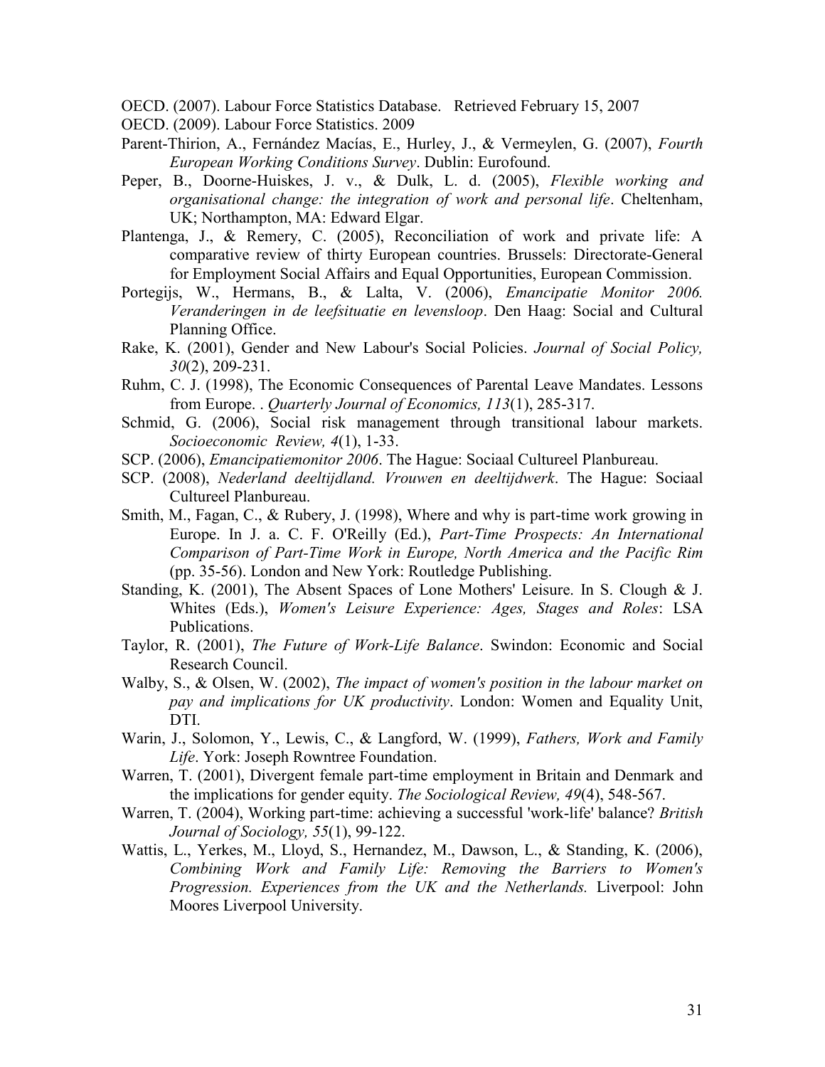OECD. (2007). Labour Force Statistics Database. Retrieved February 15, 2007

OECD. (2009). Labour Force Statistics. 2009

Parent-Thirion, A., Fernández Macías, E., Hurley, J., & Vermeylen, G. (2007), *Fourth European Working Conditions Survey*. Dublin: Eurofound.

Peper, B., Doorne-Huiskes, J. v., & Dulk, L. d. (2005), *Flexible working and organisational change: the integration of work and personal life*. Cheltenham, UK; Northampton, MA: Edward Elgar.

Plantenga, J., & Remery, C. (2005), Reconciliation of work and private life: A comparative review of thirty European countries. Brussels: Directorate-General for Employment Social Affairs and Equal Opportunities, European Commission.

Portegijs, W., Hermans, B., & Lalta, V. (2006), *Emancipatie Monitor 2006. Veranderingen in de leefsituatie en levensloop*. Den Haag: Social and Cultural Planning Office.

Rake, K. (2001), Gender and New Labour's Social Policies. *Journal of Social Policy, 30*(2), 209-231.

Ruhm, C. J. (1998), The Economic Consequences of Parental Leave Mandates. Lessons from Europe. . *Quarterly Journal of Economics, 113*(1), 285-317.

Schmid, G. (2006), Social risk management through transitional labour markets. *Socioeconomic Review, 4*(1), 1-33.

SCP. (2006), *Emancipatiemonitor 2006*. The Hague: Sociaal Cultureel Planbureau.

SCP. (2008), *Nederland deeltijdland. Vrouwen en deeltijdwerk*. The Hague: Sociaal Cultureel Planbureau.

Smith, M., Fagan, C., & Rubery, J. (1998), Where and why is part-time work growing in Europe. In J. a. C. F. O'Reilly (Ed.), *Part-Time Prospects: An International Comparison of Part-Time Work in Europe, North America and the Pacific Rim* (pp. 35-56). London and New York: Routledge Publishing.

Standing, K. (2001), The Absent Spaces of Lone Mothers' Leisure. In S. Clough & J. Whites (Eds.), *Women's Leisure Experience: Ages, Stages and Roles*: LSA Publications.

Taylor, R. (2001), *The Future of Work-Life Balance*. Swindon: Economic and Social Research Council.

Walby, S., & Olsen, W. (2002), *The impact of women's position in the labour market on pay and implications for UK productivity*. London: Women and Equality Unit, DTI.

Warin, J., Solomon, Y., Lewis, C., & Langford, W. (1999), *Fathers, Work and Family Life*. York: Joseph Rowntree Foundation.

Warren, T. (2001), Divergent female part-time employment in Britain and Denmark and the implications for gender equity. *The Sociological Review, 49*(4), 548-567.

Warren, T. (2004), Working part-time: achieving a successful 'work-life' balance? *British Journal of Sociology, 55*(1), 99-122.

Wattis, L., Yerkes, M., Lloyd, S., Hernandez, M., Dawson, L., & Standing, K. (2006), *Combining Work and Family Life: Removing the Barriers to Women's Progression. Experiences from the UK and the Netherlands.* Liverpool: John Moores Liverpool University.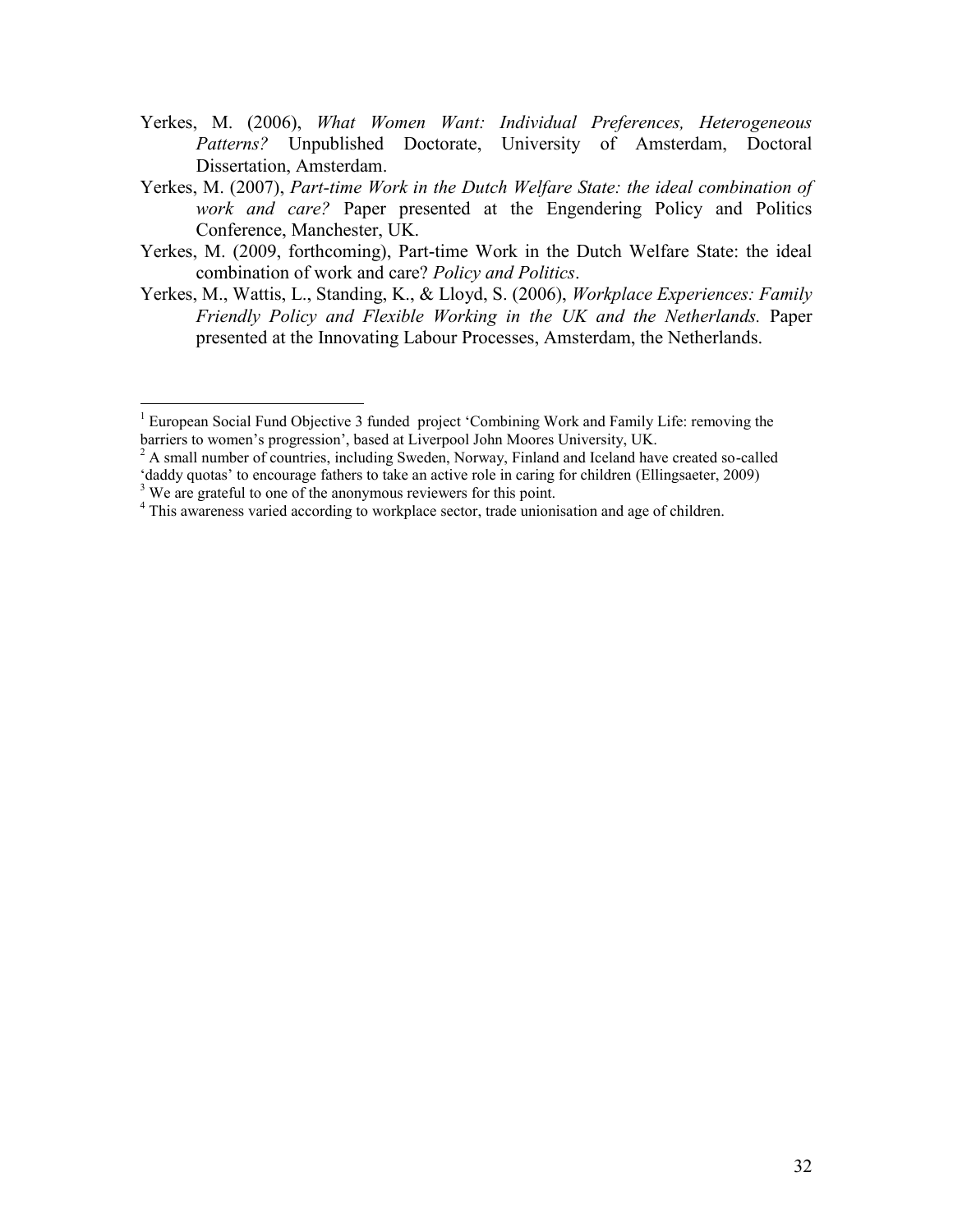Yerkes, M. (2006), *What Women Want: Individual Preferences, Heterogeneous Patterns?* Unpublished Doctorate, University of Amsterdam, Doctoral Dissertation, Amsterdam.

Yerkes, M. (2007), *Part-time Work in the Dutch Welfare State: the ideal combination of work and care?* Paper presented at the Engendering Policy and Politics Conference, Manchester, UK.

Yerkes, M. (2009, forthcoming), Part-time Work in the Dutch Welfare State: the ideal combination of work and care? *Policy and Politics*.

Yerkes, M., Wattis, L., Standing, K., & Lloyd, S. (2006), *Workplace Experiences: Family Friendly Policy and Flexible Working in the UK and the Netherlands.* Paper presented at the Innovating Labour Processes, Amsterdam, the Netherlands.

---

[1] European Social Fund Objective 3 funded project 'Combining Work and Family Life: removing the barriers to women's progression', based at Liverpool John Moores University, UK.

[2] A small number of countries, including Sweden, Norway, Finland and Iceland have created so-called 'daddy quotas' to encourage fathers to take an active role in caring for children (Ellingsaeter, 2009)

[3] We are grateful to one of the anonymous reviewers for this point.

[4] This awareness varied according to workplace sector, trade unionisation and age of children.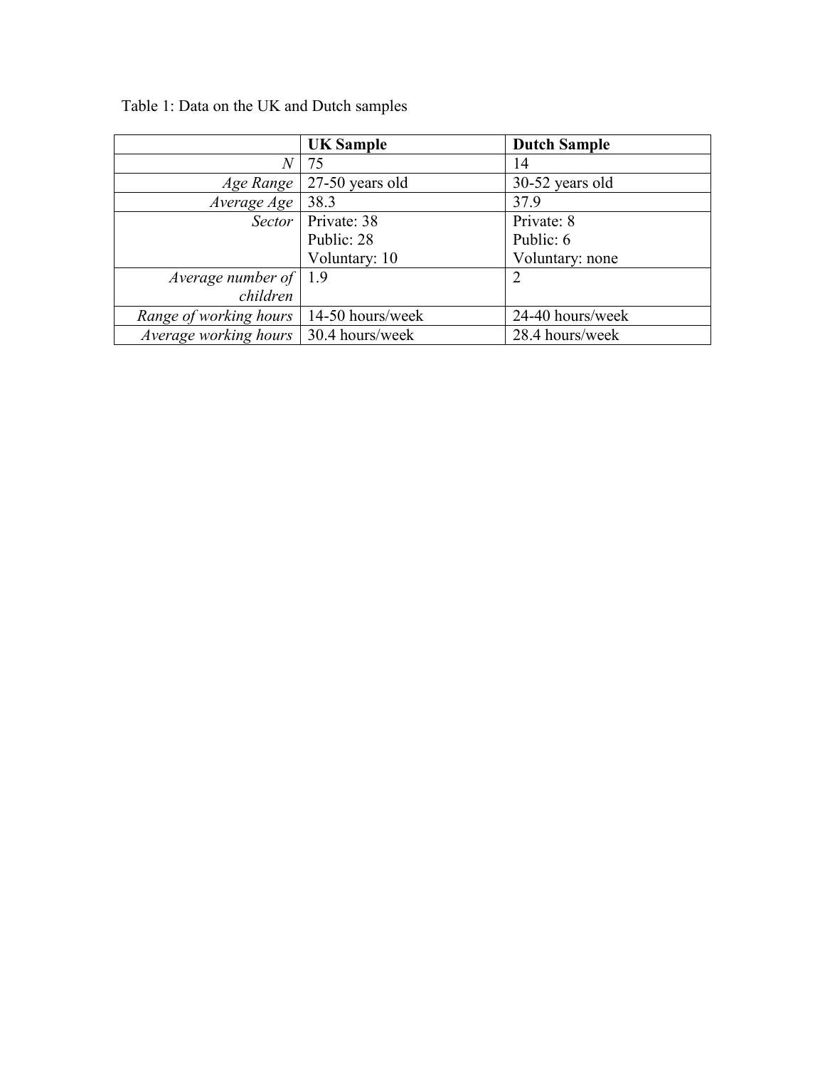Table 1: Data on the UK and Dutch samples

| | **UK Sample** | **Dutch Sample** |
|---|---|---|
| *N* | 75 | 14 |
| *Age Range* | 27-50 years old | 30-52 years old |
| *Average Age* | 38.3 | 37.9 |
| *Sector* | Private: 38<br>Public: 28<br>Voluntary: 10 | Private: 8<br>Public: 6<br>Voluntary: none |
| *Average number of children* | 1.9 | 2 |
| *Range of working hours* | 14-50 hours/week | 24-40 hours/week |
| *Average working hours* | 30.4 hours/week | 28.4 hours/week |